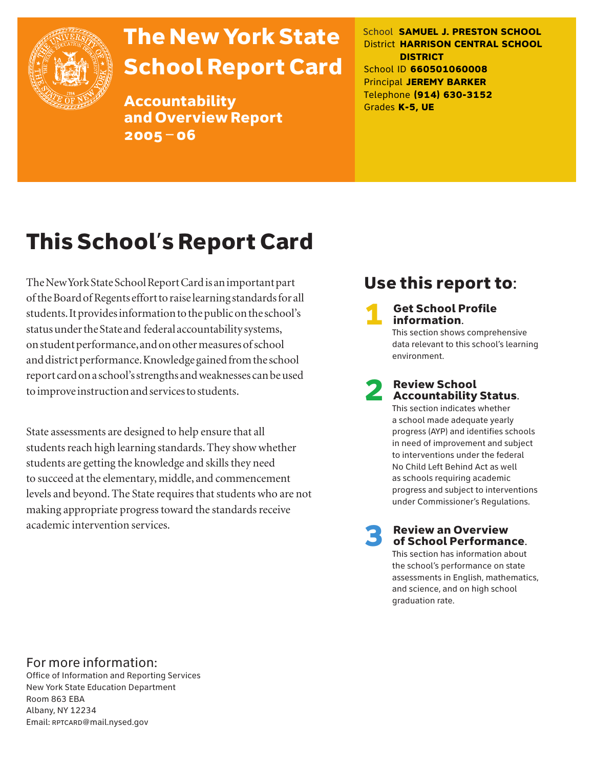# The New York State School Report Card

**Accountability and Overview Report 2005 – 06**

School **SAMUEL J. PRESTON SCHOOL**
District **HARRISON CENTRAL SCHOOL DISTRICT**
School ID **660501060008**
Principal **JEREMY BARKER**
Telephone **(914) 630-3152**
Grades **K-5, UE**

# This School's Report Card

The New York State School Report Card is an important part of the Board of Regents effort to raise learning standards for all students. It provides information to the public on the school's status under the State and federal accountability systems, on student performance, and on other measures of school and district performance. Knowledge gained from the school report card on a school's strengths and weaknesses can be used to improve instruction and services to students.

State assessments are designed to help ensure that all students reach high learning standards. They show whether students are getting the knowledge and skills they need to succeed at the elementary, middle, and commencement levels and beyond. The State requires that students who are not making appropriate progress toward the standards receive academic intervention services.

## Use this report to:

**1 Get School Profile information.**
This section shows comprehensive data relevant to this school's learning environment.

**2 Review School Accountability Status.**
This section indicates whether a school made adequate yearly progress (AYP) and identifies schools in need of improvement and subject to interventions under the federal No Child Left Behind Act as well as schools requiring academic progress and subject to interventions under Commissioner's Regulations.

**3 Review an Overview of School Performance.**
This section has information about the school's performance on state assessments in English, mathematics, and science, and on high school graduation rate.

For more information:
Office of Information and Reporting Services
New York State Education Department
Room 863 EBA
Albany, NY 12234
Email: RPTCARD@mail.nysed.gov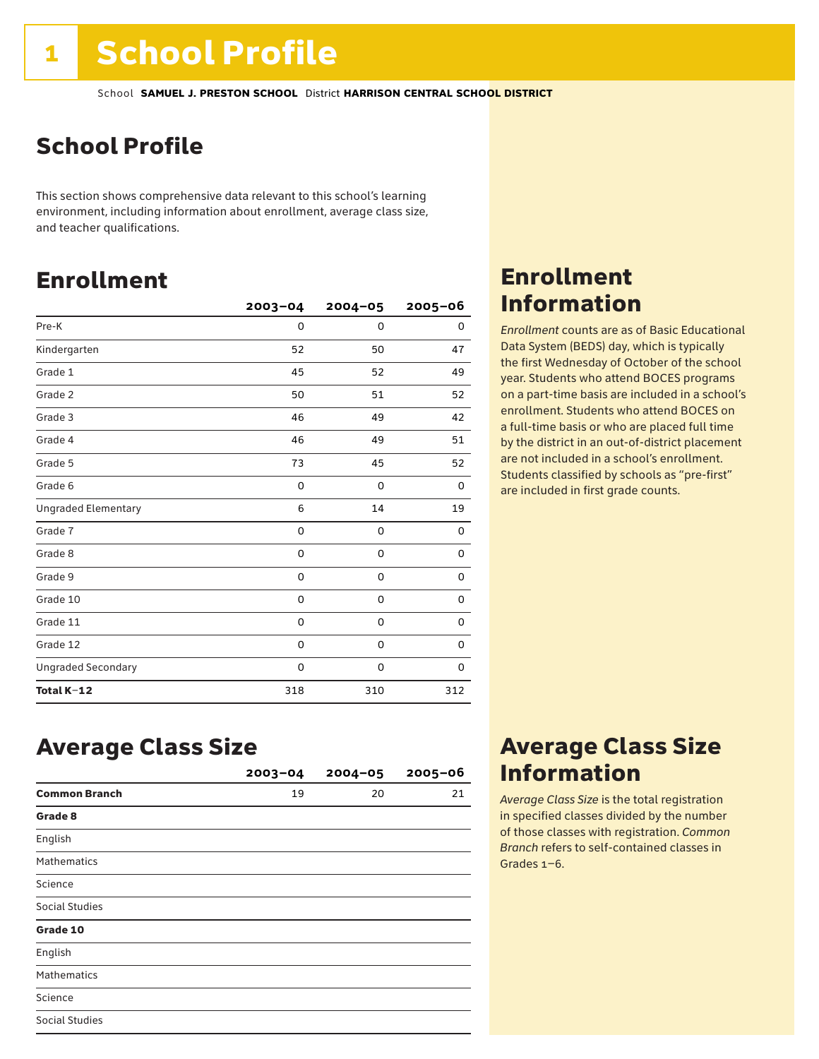# 1 School Profile

School **SAMUEL J. PRESTON SCHOOL** District **HARRISON CENTRAL SCHOOL DISTRICT**

## School Profile

This section shows comprehensive data relevant to this school's learning environment, including information about enrollment, average class size, and teacher qualifications.

## Enrollment

| | 2003–04 | 2004–05 | 2005–06 |
|---|---|---|---|
| Pre-K | 0 | 0 | 0 |
| Kindergarten | 52 | 50 | 47 |
| Grade 1 | 45 | 52 | 49 |
| Grade 2 | 50 | 51 | 52 |
| Grade 3 | 46 | 49 | 42 |
| Grade 4 | 46 | 49 | 51 |
| Grade 5 | 73 | 45 | 52 |
| Grade 6 | 0 | 0 | 0 |
| Ungraded Elementary | 6 | 14 | 19 |
| Grade 7 | 0 | 0 | 0 |
| Grade 8 | 0 | 0 | 0 |
| Grade 9 | 0 | 0 | 0 |
| Grade 10 | 0 | 0 | 0 |
| Grade 11 | 0 | 0 | 0 |
| Grade 12 | 0 | 0 | 0 |
| Ungraded Secondary | 0 | 0 | 0 |
| **Total K–12** | 318 | 310 | 312 |

## Enrollment Information

*Enrollment* counts are as of Basic Educational Data System (BEDS) day, which is typically the first Wednesday of October of the school year. Students who attend BOCES programs on a part-time basis are included in a school's enrollment. Students who attend BOCES on a full-time basis or who are placed full time by the district in an out-of-district placement are not included in a school's enrollment. Students classified by schools as "pre-first" are included in first grade counts.

## Average Class Size

| | 2003–04 | 2004–05 | 2005–06 |
|---|---|---|---|
| **Common Branch** | 19 | 20 | 21 |
| **Grade 8** | | | |
| English | | | |
| Mathematics | | | |
| Science | | | |
| Social Studies | | | |
| **Grade 10** | | | |
| English | | | |
| Mathematics | | | |
| Science | | | |
| Social Studies | | | |

## Average Class Size Information

*Average Class Size* is the total registration in specified classes divided by the number of those classes with registration. *Common Branch* refers to self-contained classes in Grades 1–6.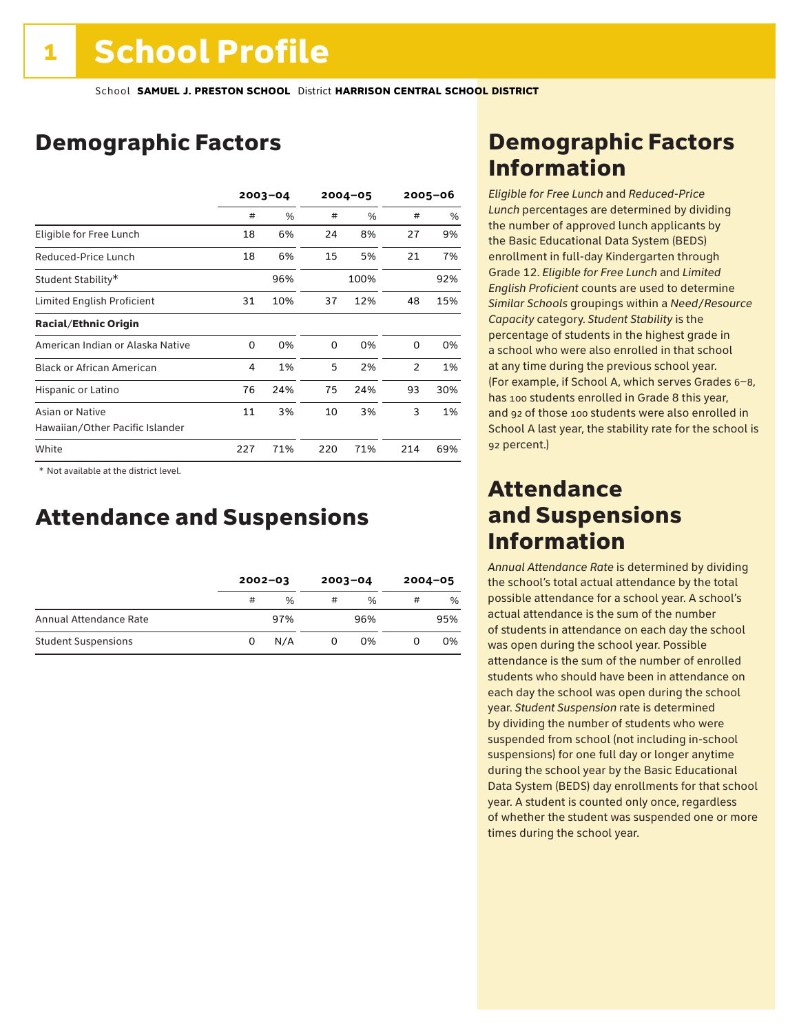# 1 School Profile

School **SAMUEL J. PRESTON SCHOOL** District **HARRISON CENTRAL SCHOOL DISTRICT**

## Demographic Factors

| | 2003–04 | | 2004–05 | | 2005–06 | |
|---|---|---|---|---|---|---|
| | # | % | # | % | # | % |
| Eligible for Free Lunch | 18 | 6% | 24 | 8% | 27 | 9% |
| Reduced-Price Lunch | 18 | 6% | 15 | 5% | 21 | 7% |
| Student Stability* | | 96% | | 100% | | 92% |
| Limited English Proficient | 31 | 10% | 37 | 12% | 48 | 15% |
| **Racial/Ethnic Origin** | | | | | | |
| American Indian or Alaska Native | 0 | 0% | 0 | 0% | 0 | 0% |
| Black or African American | 4 | 1% | 5 | 2% | 2 | 1% |
| Hispanic or Latino | 76 | 24% | 75 | 24% | 93 | 30% |
| Asian or Native Hawaiian/Other Pacific Islander | 11 | 3% | 10 | 3% | 3 | 1% |
| White | 227 | 71% | 220 | 71% | 214 | 69% |

\* Not available at the district level.

## Attendance and Suspensions

| | 2002–03 | | 2003–04 | | 2004–05 | |
|---|---|---|---|---|---|---|
| | # | % | # | % | # | % |
| Annual Attendance Rate | | 97% | | 96% | | 95% |
| Student Suspensions | 0 | N/A | 0 | 0% | 0 | 0% |

## Demographic Factors Information

*Eligible for Free Lunch* and *Reduced-Price Lunch* percentages are determined by dividing the number of approved lunch applicants by the Basic Educational Data System (BEDS) enrollment in full-day Kindergarten through Grade 12. *Eligible for Free Lunch* and *Limited English Proficient* counts are used to determine *Similar Schools* groupings within a *Need/Resource Capacity* category. *Student Stability* is the percentage of students in the highest grade in a school who were also enrolled in that school at any time during the previous school year. (For example, if School A, which serves Grades 6–8, has 100 students enrolled in Grade 8 this year, and 92 of those 100 students were also enrolled in School A last year, the stability rate for the school is 92 percent.)

## Attendance and Suspensions Information

*Annual Attendance Rate* is determined by dividing the school's total actual attendance by the total possible attendance for a school year. A school's actual attendance is the sum of the number of students in attendance on each day the school was open during the school year. Possible attendance is the sum of the number of enrolled students who should have been in attendance on each day the school was open during the school year. *Student Suspension* rate is determined by dividing the number of students who were suspended from school (not including in-school suspensions) for one full day or longer anytime during the school year by the Basic Educational Data System (BEDS) day enrollments for that school year. A student is counted only once, regardless of whether the student was suspended one or more times during the school year.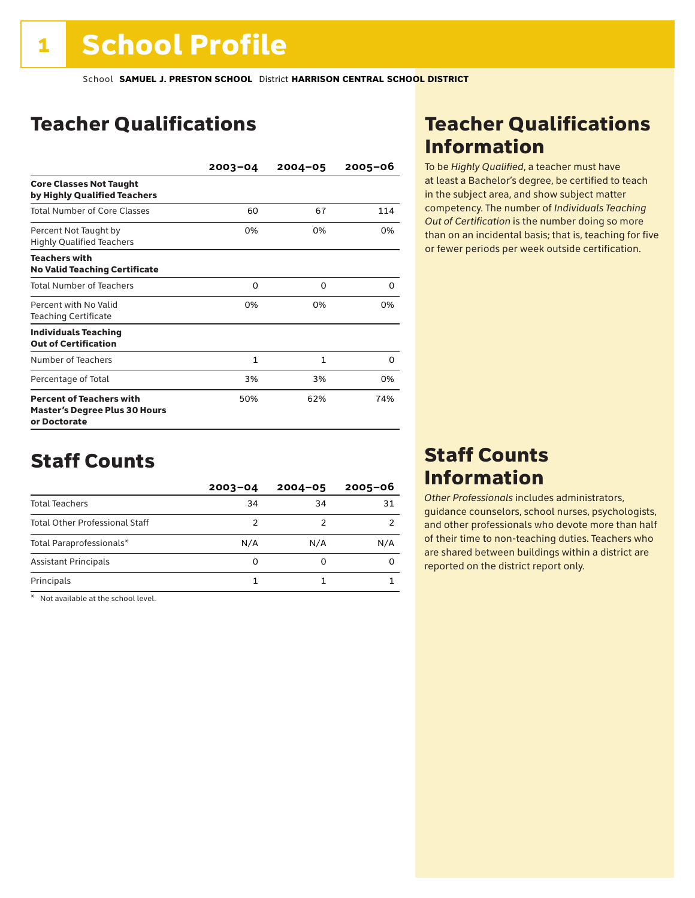# 1 School Profile

School **SAMUEL J. PRESTON SCHOOL** District **HARRISON CENTRAL SCHOOL DISTRICT**

## Teacher Qualifications

| | 2003–04 | 2004–05 | 2005–06 |
|---|---|---|---|
| **Core Classes Not Taught by Highly Qualified Teachers** | | | |
| Total Number of Core Classes | 60 | 67 | 114 |
| Percent Not Taught by Highly Qualified Teachers | 0% | 0% | 0% |
| **Teachers with No Valid Teaching Certificate** | | | |
| Total Number of Teachers | 0 | 0 | 0 |
| Percent with No Valid Teaching Certificate | 0% | 0% | 0% |
| **Individuals Teaching Out of Certification** | | | |
| Number of Teachers | 1 | 1 | 0 |
| Percentage of Total | 3% | 3% | 0% |
| **Percent of Teachers with Master's Degree Plus 30 Hours or Doctorate** | 50% | 62% | 74% |

## Staff Counts

| | 2003–04 | 2004–05 | 2005–06 |
|---|---|---|---|
| Total Teachers | 34 | 34 | 31 |
| Total Other Professional Staff | 2 | 2 | 2 |
| Total Paraprofessionals* | N/A | N/A | N/A |
| Assistant Principals | 0 | 0 | 0 |
| Principals | 1 | 1 | 1 |

\* Not available at the school level.

## Teacher Qualifications Information

To be *Highly Qualified*, a teacher must have at least a Bachelor's degree, be certified to teach in the subject area, and show subject matter competency. The number of *Individuals Teaching Out of Certification* is the number doing so more than on an incidental basis; that is, teaching for five or fewer periods per week outside certification.

## Staff Counts Information

*Other Professionals* includes administrators, guidance counselors, school nurses, psychologists, and other professionals who devote more than half of their time to non-teaching duties. Teachers who are shared between buildings within a district are reported on the district report only.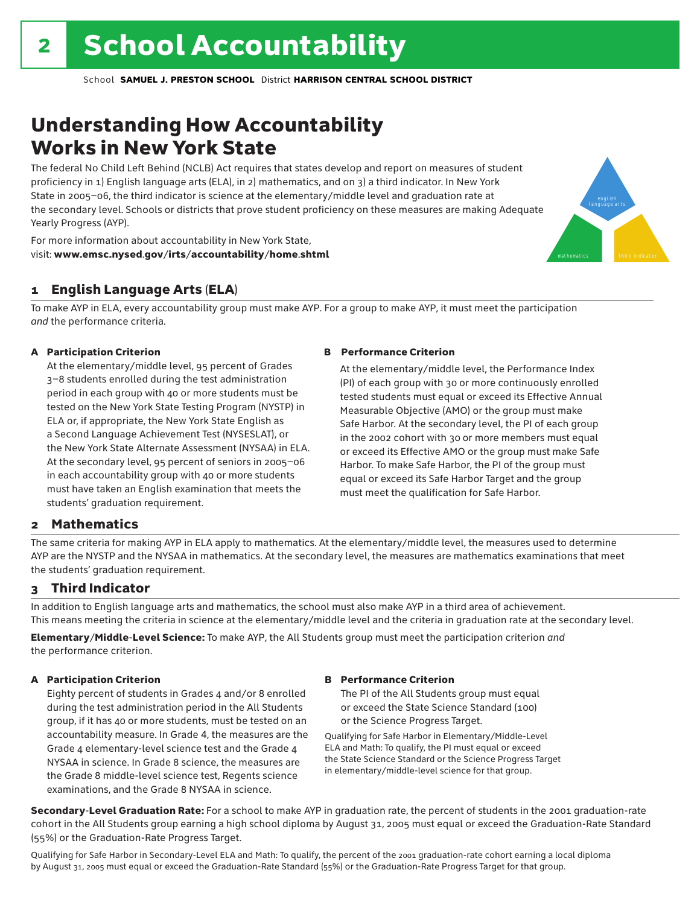# School Accountability

School **SAMUEL J. PRESTON SCHOOL** District **HARRISON CENTRAL SCHOOL DISTRICT**

## Understanding How Accountability Works in New York State

The federal No Child Left Behind (NCLB) Act requires that states develop and report on measures of student proficiency in 1) English language arts (ELA), in 2) mathematics, and on 3) a third indicator. In New York State in 2005–06, the third indicator is science at the elementary/middle level and graduation rate at the secondary level. Schools or districts that prove student proficiency on these measures are making Adequate Yearly Progress (AYP).

For more information about accountability in New York State, visit: **www.emsc.nysed.gov/irts/accountability/home.shtml**

english language arts

mathematics

third indicator

### 1 English Language Arts (ELA)

To make AYP in ELA, every accountability group must make AYP. For a group to make AYP, it must meet the participation *and* the performance criteria.

**A Participation Criterion**

At the elementary/middle level, 95 percent of Grades 3–8 students enrolled during the test administration period in each group with 40 or more students must be tested on the New York State Testing Program (NYSTP) in ELA or, if appropriate, the New York State English as a Second Language Achievement Test (NYSESLAT), or the New York State Alternate Assessment (NYSAA) in ELA. At the secondary level, 95 percent of seniors in 2005–06 in each accountability group with 40 or more students must have taken an English examination that meets the students' graduation requirement.

**B Performance Criterion**

At the elementary/middle level, the Performance Index (PI) of each group with 30 or more continuously enrolled tested students must equal or exceed its Effective Annual Measurable Objective (AMO) or the group must make Safe Harbor. At the secondary level, the PI of each group in the 2002 cohort with 30 or more members must equal or exceed its Effective AMO or the group must make Safe Harbor. To make Safe Harbor, the PI of the group must equal or exceed its Safe Harbor Target and the group must meet the qualification for Safe Harbor.

### 2 Mathematics

The same criteria for making AYP in ELA apply to mathematics. At the elementary/middle level, the measures used to determine AYP are the NYSTP and the NYSAA in mathematics. At the secondary level, the measures are mathematics examinations that meet the students' graduation requirement.

### 3 Third Indicator

In addition to English language arts and mathematics, the school must also make AYP in a third area of achievement. This means meeting the criteria in science at the elementary/middle level and the criteria in graduation rate at the secondary level.

**Elementary/Middle-Level Science:** To make AYP, the All Students group must meet the participation criterion *and* the performance criterion.

**A Participation Criterion**

Eighty percent of students in Grades 4 and/or 8 enrolled during the test administration period in the All Students group, if it has 40 or more students, must be tested on an accountability measure. In Grade 4, the measures are the Grade 4 elementary-level science test and the Grade 4 NYSAA in science. In Grade 8 science, the measures are the Grade 8 middle-level science test, Regents science examinations, and the Grade 8 NYSAA in science.

**B Performance Criterion**

The PI of the All Students group must equal or exceed the State Science Standard (100) or the Science Progress Target.

Qualifying for Safe Harbor in Elementary/Middle-Level ELA and Math: To qualify, the PI must equal or exceed the State Science Standard or the Science Progress Target in elementary/middle-level science for that group.

**Secondary-Level Graduation Rate:** For a school to make AYP in graduation rate, the percent of students in the 2001 graduation-rate cohort in the All Students group earning a high school diploma by August 31, 2005 must equal or exceed the Graduation-Rate Standard (55%) or the Graduation-Rate Progress Target.

Qualifying for Safe Harbor in Secondary-Level ELA and Math: To qualify, the percent of the 2001 graduation-rate cohort earning a local diploma by August 31, 2005 must equal or exceed the Graduation-Rate Standard (55%) or the Graduation-Rate Progress Target for that group.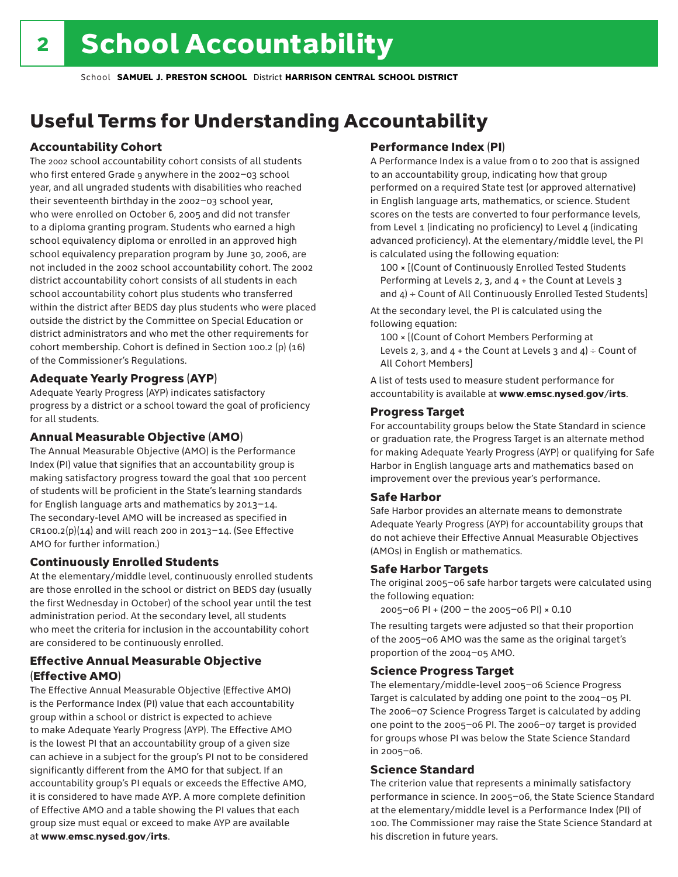# School Accountability

School **SAMUEL J. PRESTON SCHOOL** District **HARRISON CENTRAL SCHOOL DISTRICT**

## Useful Terms for Understanding Accountability

### Accountability Cohort

The 2002 school accountability cohort consists of all students who first entered Grade 9 anywhere in the 2002–03 school year, and all ungraded students with disabilities who reached their seventeenth birthday in the 2002–03 school year, who were enrolled on October 6, 2005 and did not transfer to a diploma granting program. Students who earned a high school equivalency diploma or enrolled in an approved high school equivalency preparation program by June 30, 2006, are not included in the 2002 school accountability cohort. The 2002 district accountability cohort consists of all students in each school accountability cohort plus students who transferred within the district after BEDS day plus students who were placed outside the district by the Committee on Special Education or district administrators and who met the other requirements for cohort membership. Cohort is defined in Section 100.2 (p) (16) of the Commissioner's Regulations.

### Adequate Yearly Progress (AYP)

Adequate Yearly Progress (AYP) indicates satisfactory progress by a district or a school toward the goal of proficiency for all students.

### Annual Measurable Objective (AMO)

The Annual Measurable Objective (AMO) is the Performance Index (PI) value that signifies that an accountability group is making satisfactory progress toward the goal that 100 percent of students will be proficient in the State's learning standards for English language arts and mathematics by 2013–14. The secondary-level AMO will be increased as specified in CR100.2(p)(14) and will reach 200 in 2013–14. (See Effective AMO for further information.)

### Continuously Enrolled Students

At the elementary/middle level, continuously enrolled students are those enrolled in the school or district on BEDS day (usually the first Wednesday in October) of the school year until the test administration period. At the secondary level, all students who meet the criteria for inclusion in the accountability cohort are considered to be continuously enrolled.

### Effective Annual Measurable Objective (Effective AMO)

The Effective Annual Measurable Objective (Effective AMO) is the Performance Index (PI) value that each accountability group within a school or district is expected to achieve to make Adequate Yearly Progress (AYP). The Effective AMO is the lowest PI that an accountability group of a given size can achieve in a subject for the group's PI not to be considered significantly different from the AMO for that subject. If an accountability group's PI equals or exceeds the Effective AMO, it is considered to have made AYP. A more complete definition of Effective AMO and a table showing the PI values that each group size must equal or exceed to make AYP are available at **www.emsc.nysed.gov/irts**.

### Performance Index (PI)

A Performance Index is a value from 0 to 200 that is assigned to an accountability group, indicating how that group performed on a required State test (or approved alternative) in English language arts, mathematics, or science. Student scores on the tests are converted to four performance levels, from Level 1 (indicating no proficiency) to Level 4 (indicating advanced proficiency). At the elementary/middle level, the PI is calculated using the following equation:

100 × [(Count of Continuously Enrolled Tested Students Performing at Levels 2, 3, and 4 + the Count at Levels 3 and 4) ÷ Count of All Continuously Enrolled Tested Students]

At the secondary level, the PI is calculated using the following equation:

100 × [(Count of Cohort Members Performing at Levels 2, 3, and 4 + the Count at Levels 3 and 4) ÷ Count of All Cohort Members]

A list of tests used to measure student performance for accountability is available at **www.emsc.nysed.gov/irts**.

### Progress Target

For accountability groups below the State Standard in science or graduation rate, the Progress Target is an alternate method for making Adequate Yearly Progress (AYP) or qualifying for Safe Harbor in English language arts and mathematics based on improvement over the previous year's performance.

### Safe Harbor

Safe Harbor provides an alternate means to demonstrate Adequate Yearly Progress (AYP) for accountability groups that do not achieve their Effective Annual Measurable Objectives (AMOs) in English or mathematics.

### Safe Harbor Targets

The original 2005–06 safe harbor targets were calculated using the following equation:

2005–06 PI + (200 – the 2005–06 PI) × 0.10

The resulting targets were adjusted so that their proportion of the 2005–06 AMO was the same as the original target's proportion of the 2004–05 AMO.

### Science Progress Target

The elementary/middle-level 2005–06 Science Progress Target is calculated by adding one point to the 2004–05 PI. The 2006–07 Science Progress Target is calculated by adding one point to the 2005–06 PI. The 2006–07 target is provided for groups whose PI was below the State Science Standard in 2005–06.

### Science Standard

The criterion value that represents a minimally satisfactory performance in science. In 2005–06, the State Science Standard at the elementary/middle level is a Performance Index (PI) of 100. The Commissioner may raise the State Science Standard at his discretion in future years.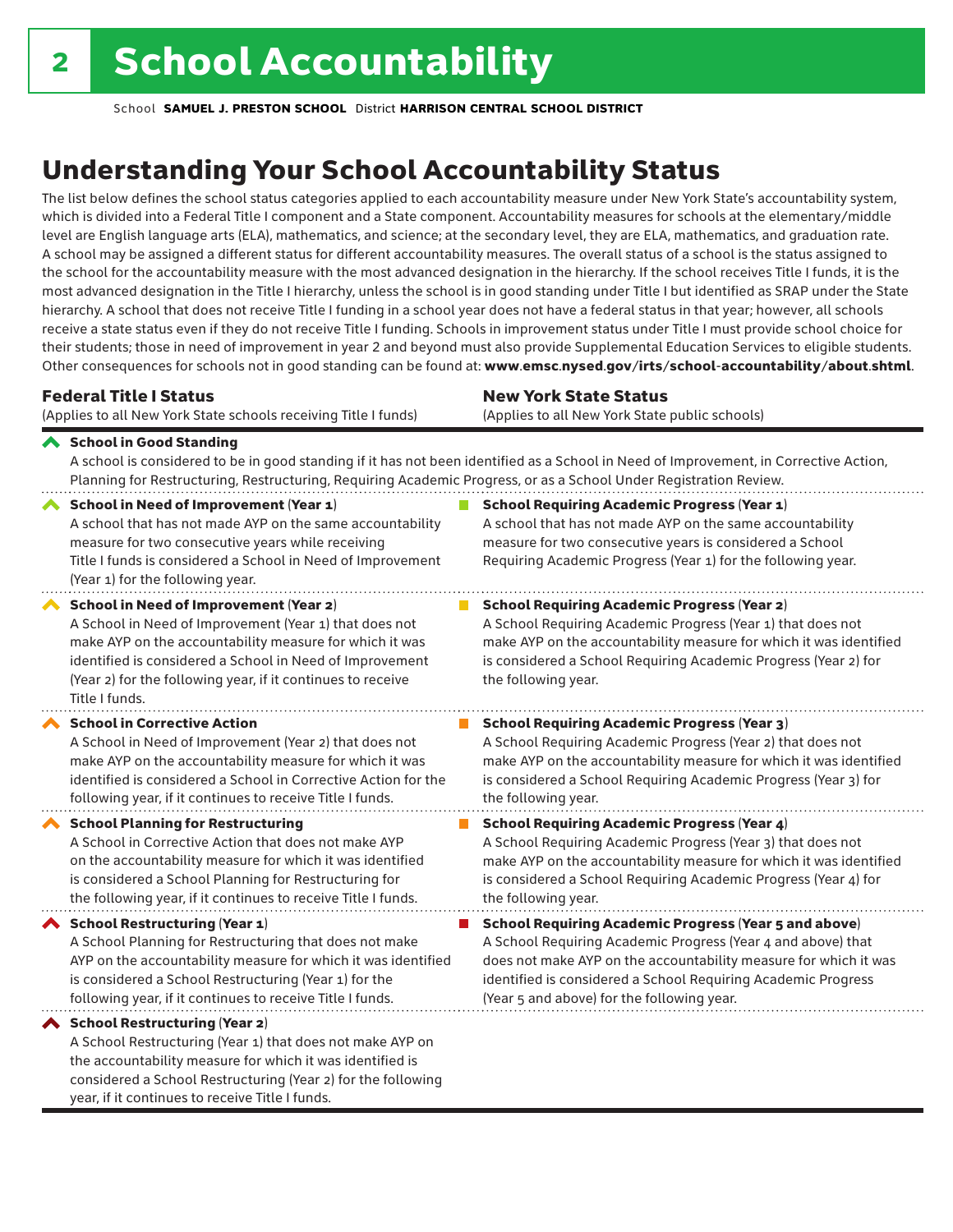# School Accountability

School **SAMUEL J. PRESTON SCHOOL** District **HARRISON CENTRAL SCHOOL DISTRICT**

## Understanding Your School Accountability Status

The list below defines the school status categories applied to each accountability measure under New York State's accountability system, which is divided into a Federal Title I component and a State component. Accountability measures for schools at the elementary/middle level are English language arts (ELA), mathematics, and science; at the secondary level, they are ELA, mathematics, and graduation rate. A school may be assigned a different status for different accountability measures. The overall status of a school is the status assigned to the school for the accountability measure with the most advanced designation in the hierarchy. If the school receives Title I funds, it is the most advanced designation in the Title I hierarchy, unless the school is in good standing under Title I but identified as SRAP under the State hierarchy. A school that does not receive Title I funding in a school year does not have a federal status in that year; however, all schools receive a state status even if they do not receive Title I funding. Schools in improvement status under Title I must provide school choice for their students; those in need of improvement in year 2 and beyond must also provide Supplemental Education Services to eligible students. Other consequences for schools not in good standing can be found at: **www.emsc.nysed.gov/irts/school-accountability/about.shtml**.

| **Federal Title I Status** (Applies to all New York State schools receiving Title I funds) | **New York State Status** (Applies to all New York State public schools) |
|---|---|
| **School in Good Standing** A school is considered to be in good standing if it has not been identified as a School in Need of Improvement, in Corrective Action, Planning for Restructuring, Restructuring, Requiring Academic Progress, or as a School Under Registration Review. | |
| **School in Need of Improvement (Year 1)** A school that has not made AYP on the same accountability measure for two consecutive years while receiving Title I funds is considered a School in Need of Improvement (Year 1) for the following year. | **School Requiring Academic Progress (Year 1)** A school that has not made AYP on the same accountability measure for two consecutive years is considered a School Requiring Academic Progress (Year 1) for the following year. |
| **School in Need of Improvement (Year 2)** A School in Need of Improvement (Year 1) that does not make AYP on the accountability measure for which it was identified is considered a School in Need of Improvement (Year 2) for the following year, if it continues to receive Title I funds. | **School Requiring Academic Progress (Year 2)** A School Requiring Academic Progress (Year 1) that does not make AYP on the accountability measure for which it was identified is considered a School Requiring Academic Progress (Year 2) for the following year. |
| **School in Corrective Action** A School in Need of Improvement (Year 2) that does not make AYP on the accountability measure for which it was identified is considered a School in Corrective Action for the following year, if it continues to receive Title I funds. | **School Requiring Academic Progress (Year 3)** A School Requiring Academic Progress (Year 2) that does not make AYP on the accountability measure for which it was identified is considered a School Requiring Academic Progress (Year 3) for the following year. |
| **School Planning for Restructuring** A School in Corrective Action that does not make AYP on the accountability measure for which it was identified is considered a School Planning for Restructuring for the following year, if it continues to receive Title I funds. | **School Requiring Academic Progress (Year 4)** A School Requiring Academic Progress (Year 3) that does not make AYP on the accountability measure for which it was identified is considered a School Requiring Academic Progress (Year 4) for the following year. |
| **School Restructuring (Year 1)** A School Planning for Restructuring that does not make AYP on the accountability measure for which it was identified is considered a School Restructuring (Year 1) for the following year, if it continues to receive Title I funds. | **School Requiring Academic Progress (Year 5 and above)** A School Requiring Academic Progress (Year 4 and above) that does not make AYP on the accountability measure for which it was identified is considered a School Requiring Academic Progress (Year 5 and above) for the following year. |
| **School Restructuring (Year 2)** A School Restructuring (Year 1) that does not make AYP on the accountability measure for which it was identified is considered a School Restructuring (Year 2) for the following year, if it continues to receive Title I funds. | |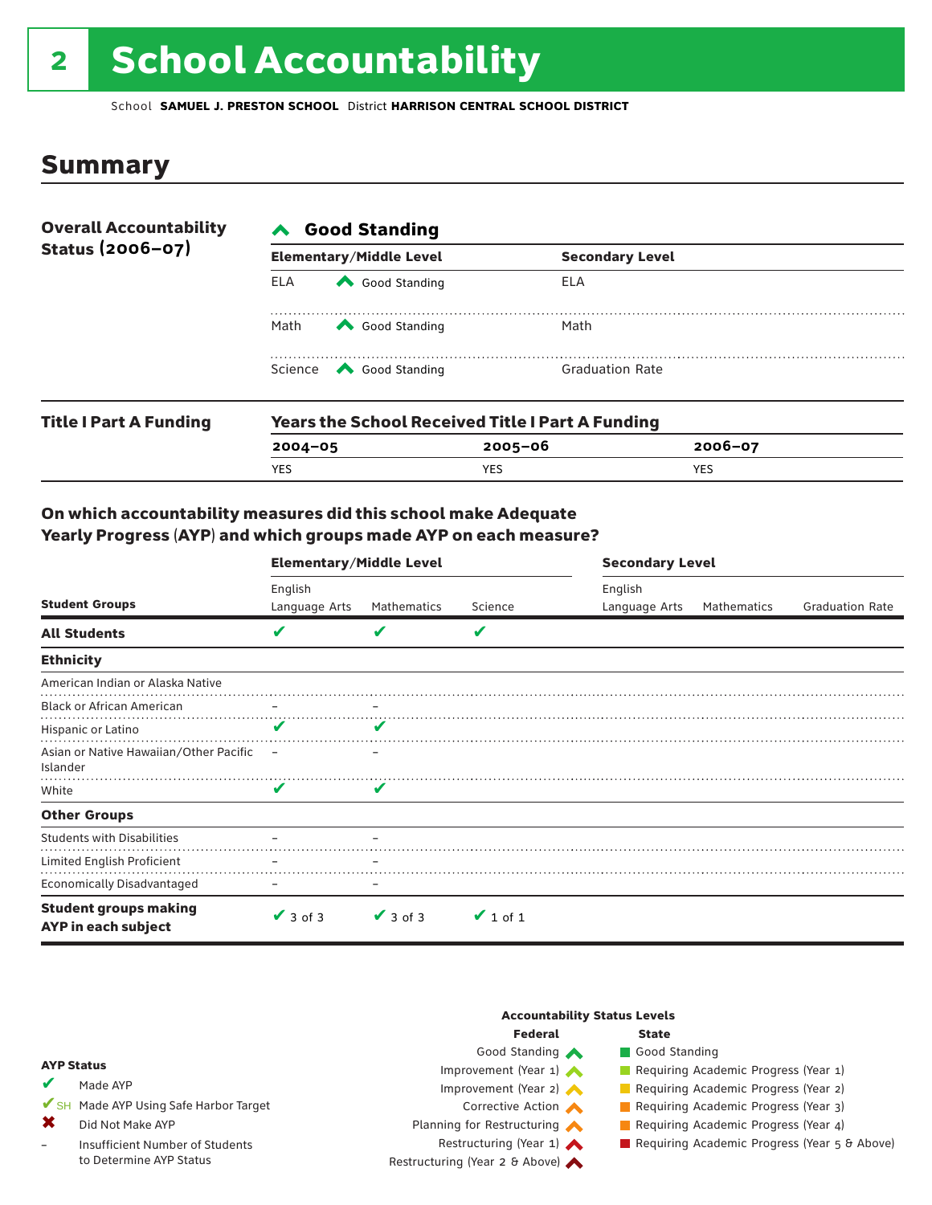# 2 School Accountability

School **SAMUEL J. PRESTON SCHOOL** District **HARRISON CENTRAL SCHOOL DISTRICT**

## Summary

**Overall Accountability Status (2006–07)**

**Good Standing**

| Elementary/Middle Level | | Secondary Level | |
|---|---|---|---|
| ELA | Good Standing | ELA | |
| Math | Good Standing | Math | |
| Science | Good Standing | Graduation Rate | |

**Title I Part A Funding**

**Years the School Received Title I Part A Funding**

| 2004–05 | 2005–06 | 2006–07 |
|---|---|---|
| YES | YES | YES |

### On which accountability measures did this school make Adequate Yearly Progress (AYP) and which groups made AYP on each measure?

| Student Groups | Elementary/Middle Level: English Language Arts | Elementary/Middle Level: Mathematics | Elementary/Middle Level: Science | Secondary Level: English Language Arts | Secondary Level: Mathematics | Secondary Level: Graduation Rate |
|---|---|---|---|---|---|---|
| **All Students** | ✔ | ✔ | ✔ | | | |
| **Ethnicity** | | | | | | |
| American Indian or Alaska Native | | | | | | |
| Black or African American | – | – | | | | |
| Hispanic or Latino | ✔ | ✔ | | | | |
| Asian or Native Hawaiian/Other Pacific Islander | – | – | | | | |
| White | ✔ | ✔ | | | | |
| **Other Groups** | | | | | | |
| Students with Disabilities | – | – | | | | |
| Limited English Proficient | – | – | | | | |
| Economically Disadvantaged | – | – | | | | |
| **Student groups making AYP in each subject** | ✔ 3 of 3 | ✔ 3 of 3 | ✔ 1 of 1 | | | |

**AYP Status**

- ✔ Made AYP
- ✔SH Made AYP Using Safe Harbor Target
- ✖ Did Not Make AYP
- – Insufficient Number of Students to Determine AYP Status

**Accountability Status Levels**

| Federal | State |
|---|---|
| Good Standing | Good Standing |
| Improvement (Year 1) | Requiring Academic Progress (Year 1) |
| Improvement (Year 2) | Requiring Academic Progress (Year 2) |
| Corrective Action | Requiring Academic Progress (Year 3) |
| Planning for Restructuring | Requiring Academic Progress (Year 4) |
| Restructuring (Year 1) | Requiring Academic Progress (Year 5 & Above) |
| Restructuring (Year 2 & Above) | |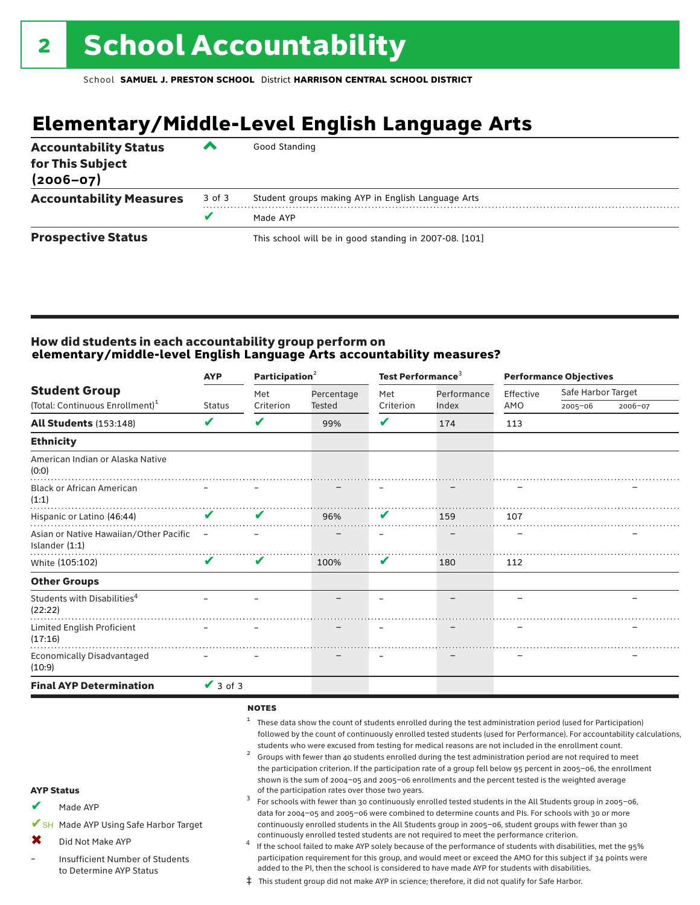# 2 School Accountability

School **SAMUEL J. PRESTON SCHOOL** District **HARRISON CENTRAL SCHOOL DISTRICT**

## Elementary/Middle-Level English Language Arts

| | | |
|---|---|---|
| **Accountability Status for This Subject (2006–07)** | ^ | Good Standing |
| **Accountability Measures** | 3 of 3 | Student groups making AYP in English Language Arts |
| | ✔ | Made AYP |
| **Prospective Status** | | This school will be in good standing in 2007-08. [101] |

### How did students in each accountability group perform on elementary/middle-level English Language Arts accountability measures?

| Student Group (Total: Continuous Enrollment)[1] | AYP Status | Participation[2] Met Criterion | Participation[2] Percentage Tested | Test Performance[3] Met Criterion | Test Performance[3] Performance Index | Performance Objectives Effective AMO | Safe Harbor Target 2005–06 | Safe Harbor Target 2006–07 |
|---|---|---|---|---|---|---|---|---|
| **All Students** (153:148) | ✔ | ✔ | 99% | ✔ | 174 | 113 | | |
| **Ethnicity** | | | | | | | | |
| American Indian or Alaska Native (0:0) | | | | | | | | |
| Black or African American (1:1) | – | – | – | – | – | – | | – |
| Hispanic or Latino (46:44) | ✔ | ✔ | 96% | ✔ | 159 | 107 | | |
| Asian or Native Hawaiian/Other Pacific Islander (1:1) | – | – | – | – | – | – | | – |
| White (105:102) | ✔ | ✔ | 100% | ✔ | 180 | 112 | | |
| **Other Groups** | | | | | | | | |
| Students with Disabilities[4] (22:22) | – | – | – | – | – | – | | – |
| Limited English Proficient (17:16) | – | – | – | – | – | – | | – |
| Economically Disadvantaged (10:9) | – | – | – | – | – | – | | – |
| **Final AYP Determination** | ✔ 3 of 3 | | | | | | | |

**AYP Status**

- ✔ Made AYP
- ✔SH Made AYP Using Safe Harbor Target
- ✖ Did Not Make AYP
- – Insufficient Number of Students to Determine AYP Status

**NOTES**

1 These data show the count of students enrolled during the test administration period (used for Participation) followed by the count of continuously enrolled tested students (used for Performance). For accountability calculations, students who were excused from testing for medical reasons are not included in the enrollment count.

2 Groups with fewer than 40 students enrolled during the test administration period are not required to meet the participation criterion. If the participation rate of a group fell below 95 percent in 2005–06, the enrollment shown is the sum of 2004–05 and 2005–06 enrollments and the percent tested is the weighted average of the participation rates over those two years.

3 For schools with fewer than 30 continuously enrolled tested students in the All Students group in 2005–06, data for 2004–05 and 2005–06 were combined to determine counts and PIs. For schools with 30 or more continuously enrolled students in the All Students group in 2005–06, student groups with fewer than 30 continuously enrolled tested students are not required to meet the performance criterion.

4 If the school failed to make AYP solely because of the performance of students with disabilities, met the 95% participation requirement for this group, and would meet or exceed the AMO for this subject if 34 points were added to the PI, then the school is considered to have made AYP for students with disabilities.

‡ This student group did not make AYP in science; therefore, it did not qualify for Safe Harbor.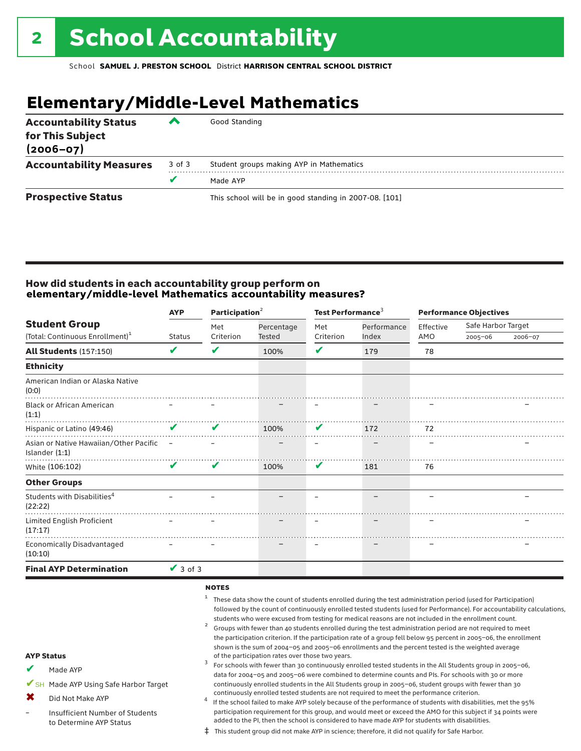# 2 School Accountability

School **SAMUEL J. PRESTON SCHOOL** District **HARRISON CENTRAL SCHOOL DISTRICT**

## Elementary/Middle-Level Mathematics

| | | |
|---|---|---|
| **Accountability Status for This Subject (2006–07)** | ^ | Good Standing |
| **Accountability Measures** | 3 of 3 | Student groups making AYP in Mathematics |
| | ✔ | Made AYP |
| **Prospective Status** | | This school will be in good standing in 2007-08. [101] |

### How did students in each accountability group perform on elementary/middle-level Mathematics accountability measures?

| Student Group (Total: Continuous Enrollment)[1] | AYP Status | Participation[2] Met Criterion | Participation[2] Percentage Tested | Test Performance[3] Met Criterion | Test Performance[3] Performance Index | Performance Objectives Effective AMO | Safe Harbor Target 2005–06 | Safe Harbor Target 2006–07 |
|---|---|---|---|---|---|---|---|---|
| **All Students** (157:150) | ✔ | ✔ | 100% | ✔ | 179 | 78 | | |
| **Ethnicity** | | | | | | | | |
| American Indian or Alaska Native (0:0) | | | | | | | | |
| Black or African American (1:1) | – | – | – | – | – | – | | – |
| Hispanic or Latino (49:46) | ✔ | ✔ | 100% | ✔ | 172 | 72 | | |
| Asian or Native Hawaiian/Other Pacific Islander (1:1) | – | – | – | – | – | – | | – |
| White (106:102) | ✔ | ✔ | 100% | ✔ | 181 | 76 | | |
| **Other Groups** | | | | | | | | |
| Students with Disabilities[4] (22:22) | – | – | – | – | – | – | | – |
| Limited English Proficient (17:17) | – | – | – | – | – | – | | – |
| Economically Disadvantaged (10:10) | – | – | – | – | – | – | | – |
| **Final AYP Determination** | ✔ 3 of 3 | | | | | | | |

**NOTES**

1 These data show the count of students enrolled during the test administration period (used for Participation) followed by the count of continuously enrolled tested students (used for Performance). For accountability calculations, students who were excused from testing for medical reasons are not included in the enrollment count.

2 Groups with fewer than 40 students enrolled during the test administration period are not required to meet the participation criterion. If the participation rate of a group fell below 95 percent in 2005–06, the enrollment shown is the sum of 2004–05 and 2005–06 enrollments and the percent tested is the weighted average of the participation rates over those two years.

3 For schools with fewer than 30 continuously enrolled tested students in the All Students group in 2005–06, data for 2004–05 and 2005–06 were combined to determine counts and PIs. For schools with 30 or more continuously enrolled students in the All Students group in 2005–06, student groups with fewer than 30 continuously enrolled tested students are not required to meet the performance criterion.

4 If the school failed to make AYP solely because of the performance of students with disabilities, met the 95% participation requirement for this group, and would meet or exceed the AMO for this subject if 34 points were added to the PI, then the school is considered to have made AYP for students with disabilities.

‡ This student group did not make AYP in science; therefore, it did not qualify for Safe Harbor.

**AYP Status**

- ✔ Made AYP
- ✔SH Made AYP Using Safe Harbor Target
- ✖ Did Not Make AYP
- – Insufficient Number of Students to Determine AYP Status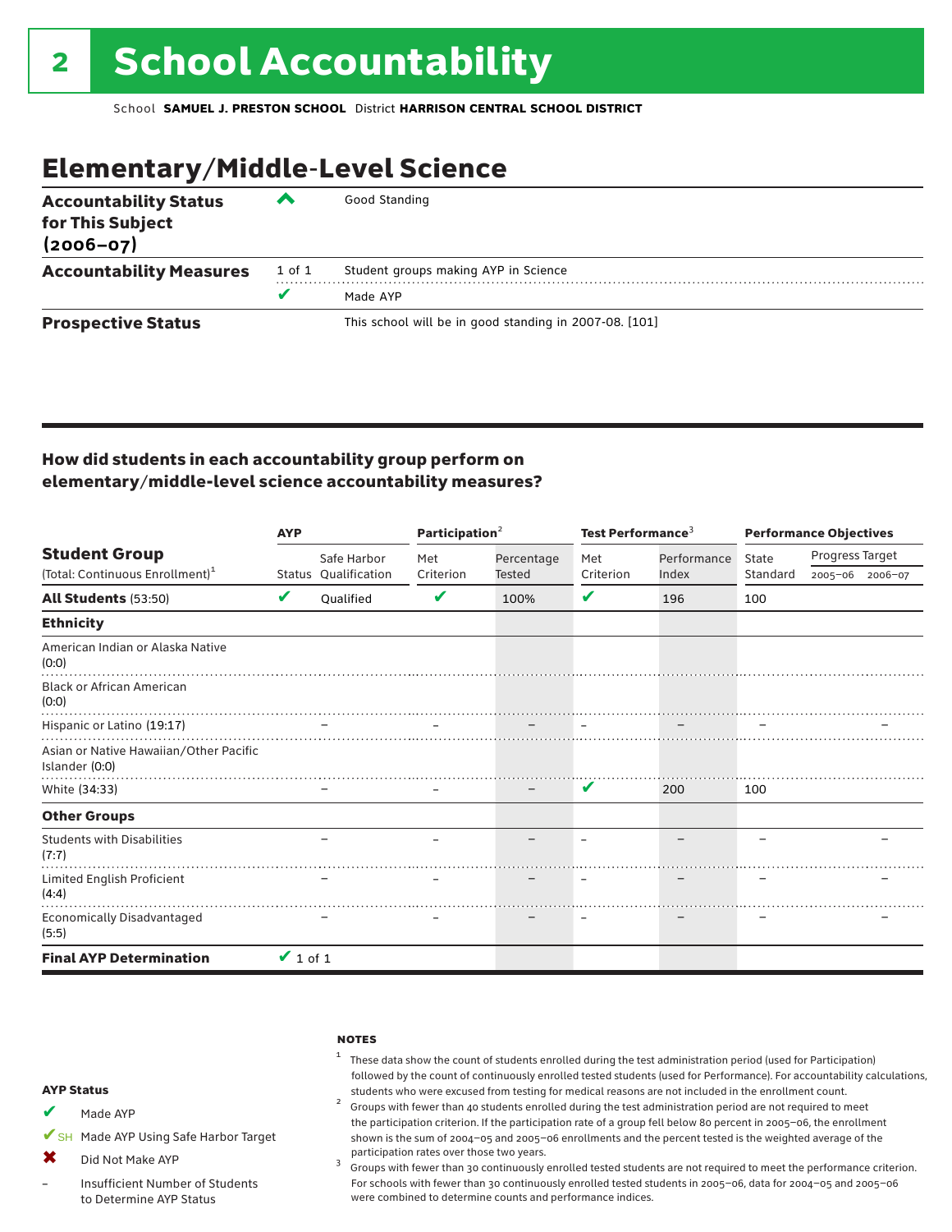# 2 School Accountability

School **SAMUEL J. PRESTON SCHOOL** District **HARRISON CENTRAL SCHOOL DISTRICT**

## Elementary/Middle-Level Science

| | | |
|---|---|---|
| **Accountability Status for This Subject (2006–07)** | ^ | Good Standing |
| **Accountability Measures** | 1 of 1 | Student groups making AYP in Science |
| | ✔ | Made AYP |
| **Prospective Status** | | This school will be in good standing in 2007-08. [101] |

### How did students in each accountability group perform on elementary/middle-level science accountability measures?

| Student Group (Total: Continuous Enrollment)[1] | AYP Status | AYP Safe Harbor Qualification | Participation[2] Met Criterion | Participation[2] Percentage Tested | Test Performance[3] Met Criterion | Test Performance[3] Performance Index | Performance Objectives State Standard | Progress Target 2005–06 | Progress Target 2006–07 |
|---|---|---|---|---|---|---|---|---|---|
| **All Students** (53:50) | ✔ | Qualified | ✔ | 100% | ✔ | 196 | 100 | | |
| **Ethnicity** | | | | | | | | | |
| American Indian or Alaska Native (0:0) | | | | | | | | | |
| Black or African American (0:0) | | | | | | | | | |
| Hispanic or Latino (19:17) | – | | – | – | – | – | – | | – |
| Asian or Native Hawaiian/Other Pacific Islander (0:0) | | | | | | | | | |
| White (34:33) | – | | – | – | ✔ | 200 | 100 | | |
| **Other Groups** | | | | | | | | | |
| Students with Disabilities (7:7) | – | | – | – | – | – | – | | – |
| Limited English Proficient (4:4) | – | | – | – | – | – | – | | – |
| Economically Disadvantaged (5:5) | – | | – | – | – | – | – | | – |
| **Final AYP Determination** | ✔ 1 of 1 | | | | | | | | |

**AYP Status**

- ✔ Made AYP
- ✔SH Made AYP Using Safe Harbor Target
- ✖ Did Not Make AYP
- – Insufficient Number of Students to Determine AYP Status

**NOTES**

1. These data show the count of students enrolled during the test administration period (used for Participation) followed by the count of continuously enrolled tested students (used for Performance). For accountability calculations, students who were excused from testing for medical reasons are not included in the enrollment count.
2. Groups with fewer than 40 students enrolled during the test administration period are not required to meet the participation criterion. If the participation rate of a group fell below 80 percent in 2005–06, the enrollment shown is the sum of 2004–05 and 2005–06 enrollments and the percent tested is the weighted average of the participation rates over those two years.
3. Groups with fewer than 30 continuously enrolled tested students are not required to meet the performance criterion. For schools with fewer than 30 continuously enrolled tested students in 2005–06, data for 2004–05 and 2005–06 were combined to determine counts and performance indices.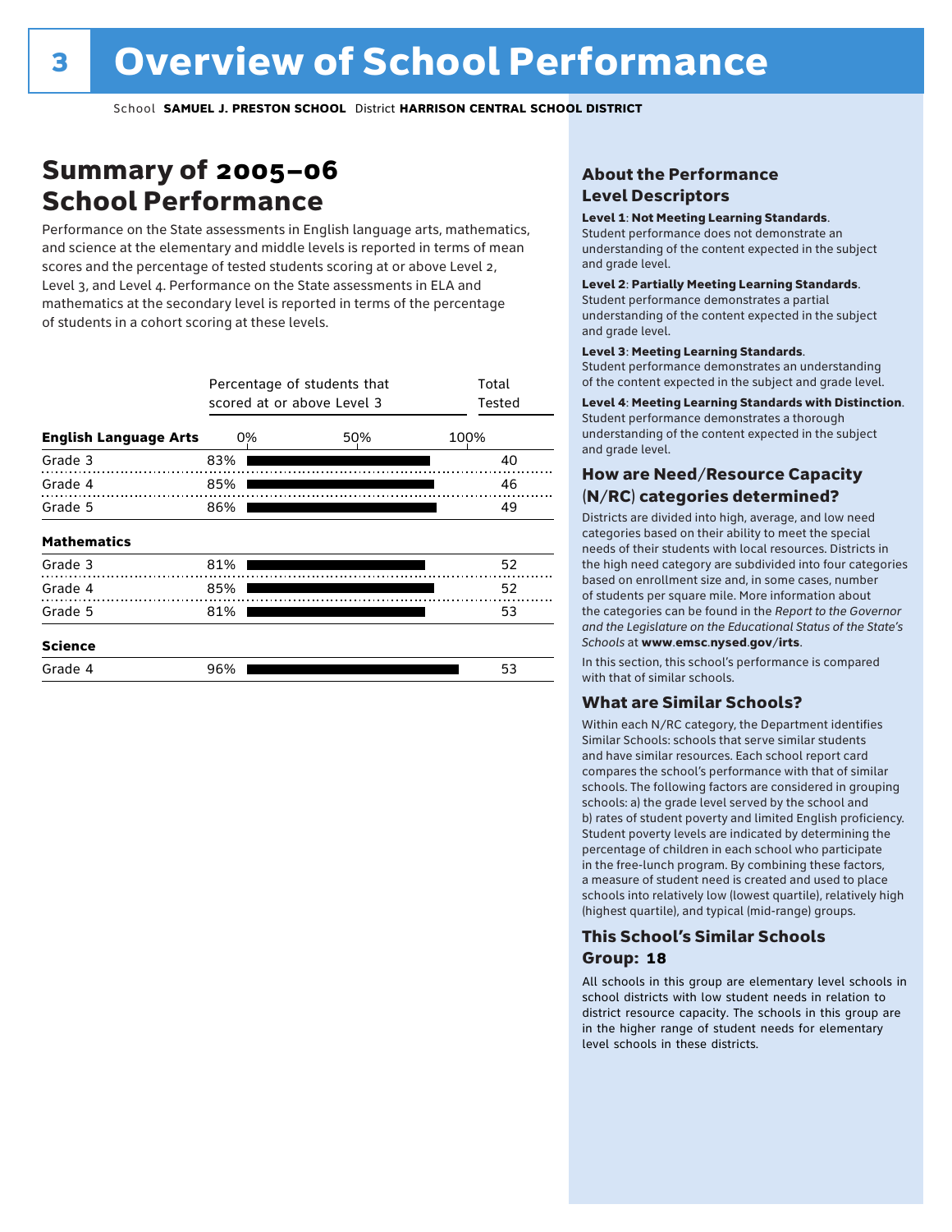# 3 Overview of School Performance

School **SAMUEL J. PRESTON SCHOOL** District **HARRISON CENTRAL SCHOOL DISTRICT**

## Summary of 2005–06 School Performance

Performance on the State assessments in English language arts, mathematics, and science at the elementary and middle levels is reported in terms of mean scores and the percentage of tested students scoring at or above Level 2, Level 3, and Level 4. Performance on the State assessments in ELA and mathematics at the secondary level is reported in terms of the percentage of students in a cohort scoring at these levels.

| | Percentage of students that scored at or above Level 3 | Total Tested |
|---|---|---|
| **English Language Arts** | | |
| Grade 3 | 83% | 40 |
| Grade 4 | 85% | 46 |
| Grade 5 | 86% | 49 |
| **Mathematics** | | |
| Grade 3 | 81% | 52 |
| Grade 4 | 85% | 52 |
| Grade 5 | 81% | 53 |
| **Science** | | |
| Grade 4 | 96% | 53 |

### About the Performance Level Descriptors

**Level 1: Not Meeting Learning Standards.** Student performance does not demonstrate an understanding of the content expected in the subject and grade level.

**Level 2: Partially Meeting Learning Standards.** Student performance demonstrates a partial understanding of the content expected in the subject and grade level.

**Level 3: Meeting Learning Standards.** Student performance demonstrates an understanding of the content expected in the subject and grade level.

**Level 4: Meeting Learning Standards with Distinction.** Student performance demonstrates a thorough understanding of the content expected in the subject and grade level.

### How are Need/Resource Capacity (N/RC) categories determined?

Districts are divided into high, average, and low need categories based on their ability to meet the special needs of their students with local resources. Districts in the high need category are subdivided into four categories based on enrollment size and, in some cases, number of students per square mile. More information about the categories can be found in the *Report to the Governor and the Legislature on the Educational Status of the State's Schools* at **www.emsc.nysed.gov/irts**.

In this section, this school's performance is compared with that of similar schools.

### What are Similar Schools?

Within each N/RC category, the Department identifies Similar Schools: schools that serve similar students and have similar resources. Each school report card compares the school's performance with that of similar schools. The following factors are considered in grouping schools: a) the grade level served by the school and b) rates of student poverty and limited English proficiency. Student poverty levels are indicated by determining the percentage of children in each school who participate in the free-lunch program. By combining these factors, a measure of student need is created and used to place schools into relatively low (lowest quartile), relatively high (highest quartile), and typical (mid-range) groups.

### This School's Similar Schools Group: 18

All schools in this group are elementary level schools in school districts with low student needs in relation to district resource capacity. The schools in this group are in the higher range of student needs for elementary level schools in these districts.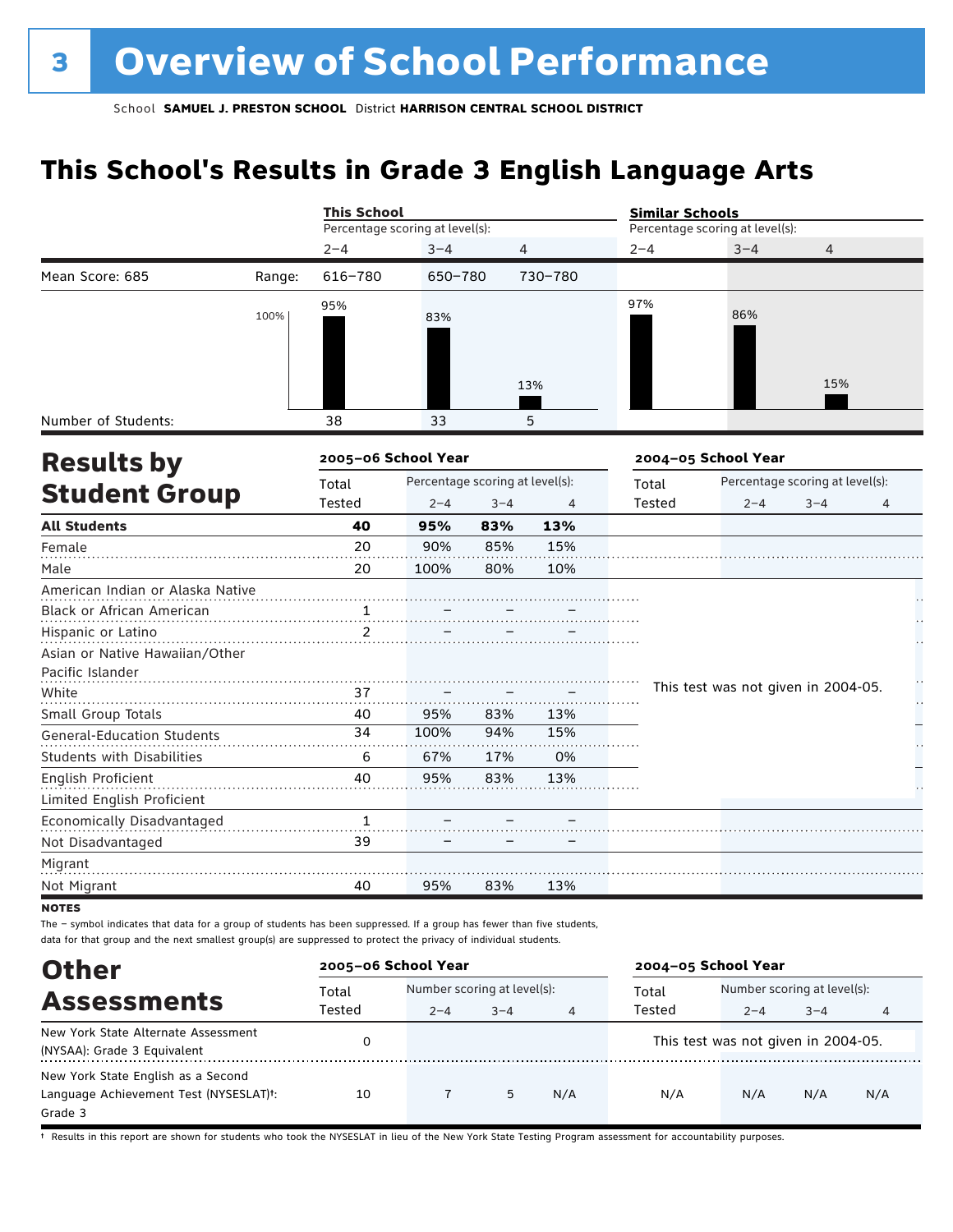# 3 Overview of School Performance

School **SAMUEL J. PRESTON SCHOOL** District **HARRISON CENTRAL SCHOOL DISTRICT**

## This School's Results in Grade 3 English Language Arts

| | | This School | | | Similar Schools | | |
|---|---|---|---|---|---|---|---|
| | | Percentage scoring at level(s): | | | Percentage scoring at level(s): | | |
| | | 2–4 | 3–4 | 4 | 2–4 | 3–4 | 4 |
| Mean Score: 685 | Range: | 616–780 | 650–780 | 730–780 | | | |
| | | 95% | 83% | 13% | 97% | 86% | 15% |
| Number of Students: | | 38 | 33 | 5 | | | |

## Results by Student Group

| | 2005–06 School Year | | | | 2004–05 School Year | | | |
|---|---|---|---|---|---|---|---|---|
| | Total Tested | Percentage scoring at level(s): 2–4 | 3–4 | 4 | Total Tested | Percentage scoring at level(s): 2–4 | 3–4 | 4 |
| **All Students** | **40** | **95%** | **83%** | **13%** | | | | |
| Female | 20 | 90% | 85% | 15% | | | | |
| Male | 20 | 100% | 80% | 10% | | | | |
| American Indian or Alaska Native | | | | | This test was not given in 2004-05. | | | |
| Black or African American | 1 | – | – | – | | | | |
| Hispanic or Latino | 2 | – | – | – | | | | |
| Asian or Native Hawaiian/Other Pacific Islander | | | | | | | | |
| White | 37 | – | – | – | | | | |
| Small Group Totals | 40 | 95% | 83% | 13% | | | | |
| General-Education Students | 34 | 100% | 94% | 15% | | | | |
| Students with Disabilities | 6 | 67% | 17% | 0% | | | | |
| English Proficient | 40 | 95% | 83% | 13% | | | | |
| Limited English Proficient | | | | | | | | |
| Economically Disadvantaged | 1 | – | – | – | | | | |
| Not Disadvantaged | 39 | – | – | – | | | | |
| Migrant | | | | | | | | |
| Not Migrant | 40 | 95% | 83% | 13% | | | | |

**NOTES**

The – symbol indicates that data for a group of students has been suppressed. If a group has fewer than five students, data for that group and the next smallest group(s) are suppressed to protect the privacy of individual students.

## Other Assessments

| | 2005–06 School Year | | | | 2004–05 School Year | | | |
|---|---|---|---|---|---|---|---|---|
| | Total Tested | Number scoring at level(s): 2–4 | 3–4 | 4 | Total Tested | Number scoring at level(s): 2–4 | 3–4 | 4 |
| New York State Alternate Assessment (NYSAA): Grade 3 Equivalent | 0 | | | | This test was not given in 2004-05. | | | |
| New York State English as a Second Language Achievement Test (NYSESLAT)†: Grade 3 | 10 | 7 | 5 | N/A | N/A | N/A | N/A | N/A |

† Results in this report are shown for students who took the NYSESLAT in lieu of the New York State Testing Program assessment for accountability purposes.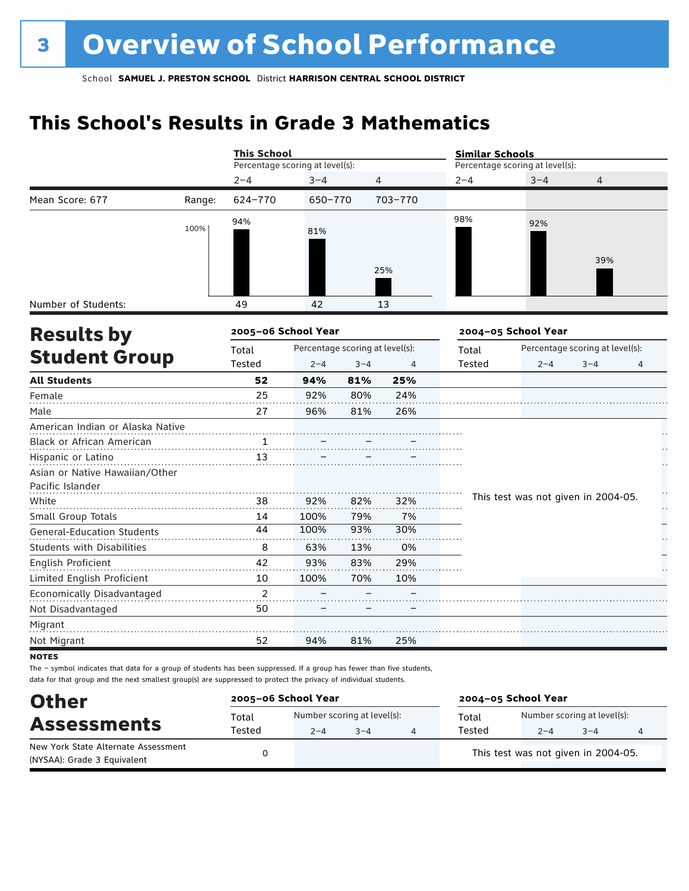# 3 Overview of School Performance

School **SAMUEL J. PRESTON SCHOOL** District **HARRISON CENTRAL SCHOOL DISTRICT**

## This School's Results in Grade 3 Mathematics

| | | This School | | | Similar Schools | | |
|---|---|---|---|---|---|---|---|
| | | Percentage scoring at level(s): | | | Percentage scoring at level(s): | | |
| | | 2–4 | 3–4 | 4 | 2–4 | 3–4 | 4 |
| Mean Score: 677 | Range: | 624–770 | 650–770 | 703–770 | | | |
| | | 94% | 81% | 25% | 98% | 92% | 39% |
| Number of Students: | | 49 | 42 | 13 | | | |

## Results by Student Group

| | 2005–06 School Year | | | | 2004–05 School Year | | | |
|---|---|---|---|---|---|---|---|---|
| | Total Tested | Percentage scoring at level(s): 2–4 | 3–4 | 4 | Total Tested | Percentage scoring at level(s): 2–4 | 3–4 | 4 |
| **All Students** | **52** | **94%** | **81%** | **25%** | | | | |
| Female | 25 | 92% | 80% | 24% | | | | |
| Male | 27 | 96% | 81% | 26% | | | | |
| American Indian or Alaska Native | | | | | This test was not given in 2004-05. | | | |
| Black or African American | 1 | – | – | – | | | | |
| Hispanic or Latino | 13 | – | – | – | | | | |
| Asian or Native Hawaiian/Other Pacific Islander | | | | | | | | |
| White | 38 | 92% | 82% | 32% | | | | |
| Small Group Totals | 14 | 100% | 79% | 7% | | | | |
| General-Education Students | 44 | 100% | 93% | 30% | | | | |
| Students with Disabilities | 8 | 63% | 13% | 0% | | | | |
| English Proficient | 42 | 93% | 83% | 29% | | | | |
| Limited English Proficient | 10 | 100% | 70% | 10% | | | | |
| Economically Disadvantaged | 2 | – | – | – | | | | |
| Not Disadvantaged | 50 | – | – | – | | | | |
| Migrant | | | | | | | | |
| Not Migrant | 52 | 94% | 81% | 25% | | | | |

**NOTES**

The – symbol indicates that data for a group of students has been suppressed. If a group has fewer than five students, data for that group and the next smallest group(s) are suppressed to protect the privacy of individual students.

## Other Assessments

| | 2005–06 School Year | | | | 2004–05 School Year | | | |
|---|---|---|---|---|---|---|---|---|
| | Total Tested | Number scoring at level(s): 2–4 | 3–4 | 4 | Total Tested | Number scoring at level(s): 2–4 | 3–4 | 4 |
| New York State Alternate Assessment (NYSAA): Grade 3 Equivalent | 0 | | | | This test was not given in 2004-05. | | | |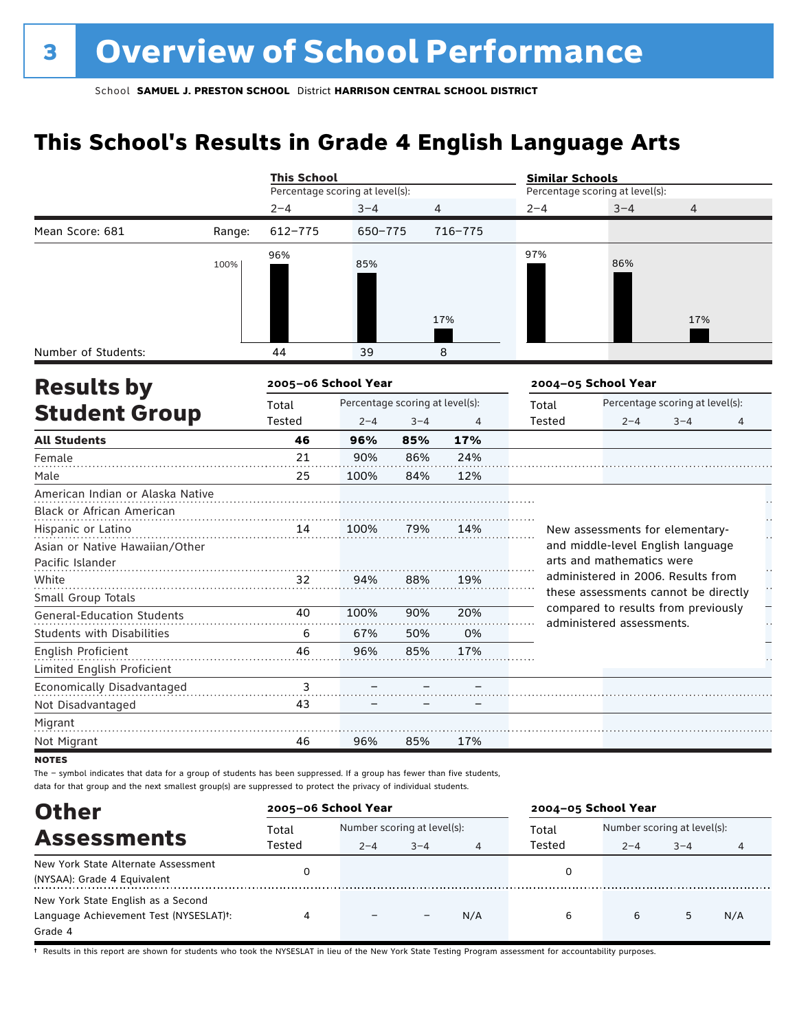# 3 Overview of School Performance

School **SAMUEL J. PRESTON SCHOOL** District **HARRISON CENTRAL SCHOOL DISTRICT**

## This School's Results in Grade 4 English Language Arts

| | | This School | | | Similar Schools | | |
|---|---|---|---|---|---|---|---|
| | | Percentage scoring at level(s): | | | Percentage scoring at level(s): | | |
| | | 2–4 | 3–4 | 4 | 2–4 | 3–4 | 4 |
| Mean Score: 681 | Range: | 612–775 | 650–775 | 716–775 | | | |
| | | 96% | 85% | 17% | 97% | 86% | 17% |
| Number of Students: | | 44 | 39 | 8 | | | |

## Results by Student Group

| | 2005–06 School Year | | | | 2004–05 School Year | | | |
|---|---|---|---|---|---|---|---|---|
| | Total Tested | Percentage scoring at level(s): 2–4 | 3–4 | 4 | Total Tested | Percentage scoring at level(s): 2–4 | 3–4 | 4 |
| **All Students** | **46** | **96%** | **85%** | **17%** | | | | |
| Female | 21 | 90% | 86% | 24% | | | | |
| Male | 25 | 100% | 84% | 12% | | | | |
| American Indian or Alaska Native | | | | | | | | |
| Black or African American | | | | | | | | |
| Hispanic or Latino | 14 | 100% | 79% | 14% | | | | |
| Asian or Native Hawaiian/Other Pacific Islander | | | | | | | | |
| White | 32 | 94% | 88% | 19% | | | | |
| Small Group Totals | | | | | | | | |
| General-Education Students | 40 | 100% | 90% | 20% | | | | |
| Students with Disabilities | 6 | 67% | 50% | 0% | | | | |
| English Proficient | 46 | 96% | 85% | 17% | | | | |
| Limited English Proficient | | | | | | | | |
| Economically Disadvantaged | 3 | – | – | – | | | | |
| Not Disadvantaged | 43 | – | – | – | | | | |
| Migrant | | | | | | | | |
| Not Migrant | 46 | 96% | 85% | 17% | | | | |

New assessments for elementary- and middle-level English language arts and mathematics were administered in 2006. Results from these assessments cannot be directly compared to results from previously administered assessments.

**NOTES**

The – symbol indicates that data for a group of students has been suppressed. If a group has fewer than five students, data for that group and the next smallest group(s) are suppressed to protect the privacy of individual students.

## Other Assessments

| | 2005–06 School Year | | | | 2004–05 School Year | | | |
|---|---|---|---|---|---|---|---|---|
| | Total Tested | Number scoring at level(s): 2–4 | 3–4 | 4 | Total Tested | Number scoring at level(s): 2–4 | 3–4 | 4 |
| New York State Alternate Assessment (NYSAA): Grade 4 Equivalent | 0 | | | | 0 | | | |
| New York State English as a Second Language Achievement Test (NYSESLAT)†: Grade 4 | 4 | – | – | N/A | 6 | 6 | 5 | N/A |

† Results in this report are shown for students who took the NYSESLAT in lieu of the New York State Testing Program assessment for accountability purposes.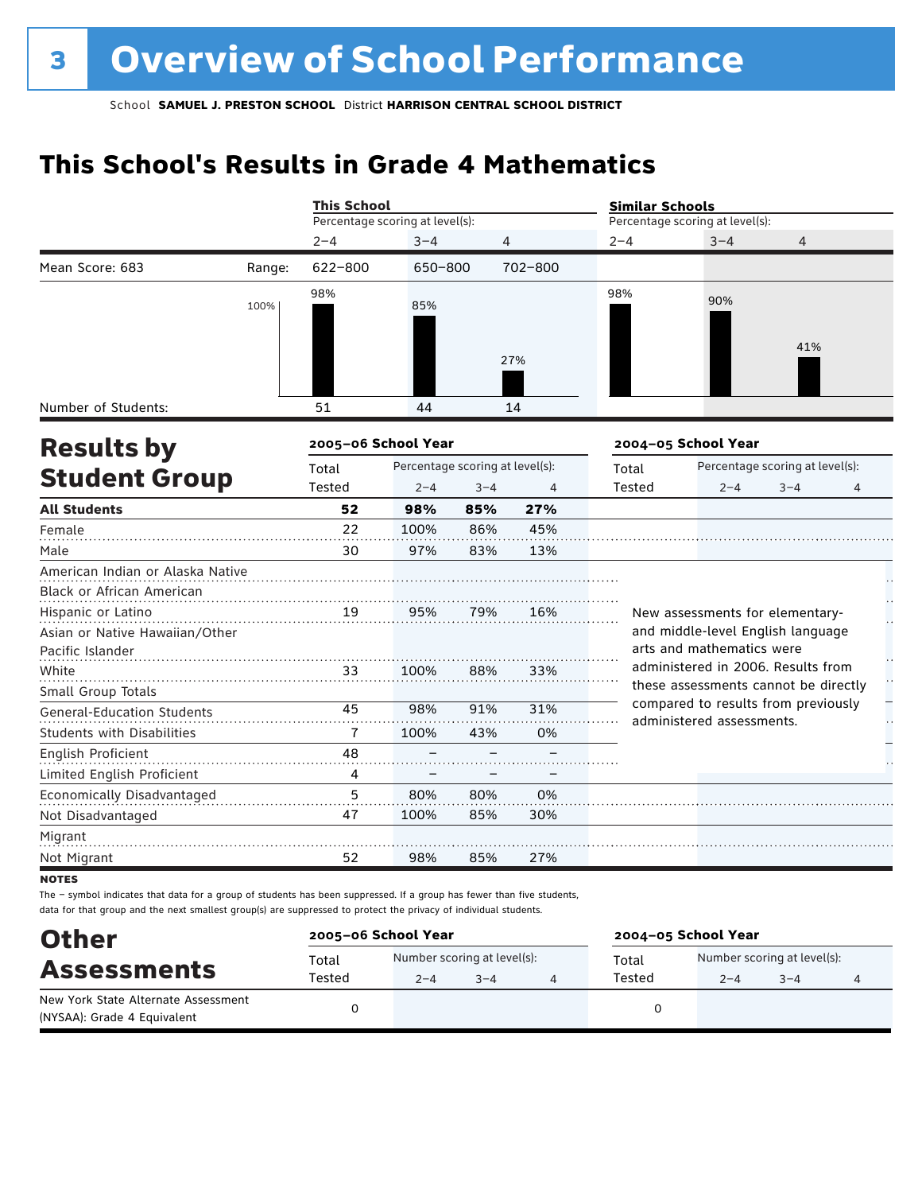# 3 Overview of School Performance

School **SAMUEL J. PRESTON SCHOOL** District **HARRISON CENTRAL SCHOOL DISTRICT**

## This School's Results in Grade 4 Mathematics

| | | This School | | | Similar Schools | | |
|---|---|---|---|---|---|---|---|
| | | Percentage scoring at level(s): | | | Percentage scoring at level(s): | | |
| | | 2–4 | 3–4 | 4 | 2–4 | 3–4 | 4 |
| Mean Score: 683 | Range: | 622–800 | 650–800 | 702–800 | | | |
| | | 98% | 85% | 27% | 98% | 90% | 41% |
| Number of Students: | | 51 | 44 | 14 | | | |

## Results by Student Group

| | 2005–06 School Year | | | | 2004–05 School Year | | | |
|---|---|---|---|---|---|---|---|---|
| | Total Tested | Percentage scoring at level(s): 2–4 | 3–4 | 4 | Total Tested | Percentage scoring at level(s): 2–4 | 3–4 | 4 |
| **All Students** | **52** | **98%** | **85%** | **27%** | | | | |
| Female | 22 | 100% | 86% | 45% | | | | |
| Male | 30 | 97% | 83% | 13% | | | | |
| American Indian or Alaska Native | | | | | | | | |
| Black or African American | | | | | | | | |
| Hispanic or Latino | 19 | 95% | 79% | 16% | | | | |
| Asian or Native Hawaiian/Other Pacific Islander | | | | | | | | |
| White | 33 | 100% | 88% | 33% | | | | |
| Small Group Totals | | | | | | | | |
| General-Education Students | 45 | 98% | 91% | 31% | | | | |
| Students with Disabilities | 7 | 100% | 43% | 0% | | | | |
| English Proficient | 48 | – | – | – | | | | |
| Limited English Proficient | 4 | – | – | – | | | | |
| Economically Disadvantaged | 5 | 80% | 80% | 0% | | | | |
| Not Disadvantaged | 47 | 100% | 85% | 30% | | | | |
| Migrant | | | | | | | | |
| Not Migrant | 52 | 98% | 85% | 27% | | | | |

New assessments for elementary- and middle-level English language arts and mathematics were administered in 2006. Results from these assessments cannot be directly compared to results from previously administered assessments.

**NOTES**

The – symbol indicates that data for a group of students has been suppressed. If a group has fewer than five students, data for that group and the next smallest group(s) are suppressed to protect the privacy of individual students.

## Other Assessments

| | 2005–06 School Year | | | | 2004–05 School Year | | | |
|---|---|---|---|---|---|---|---|---|
| | Total Tested | Number scoring at level(s): 2–4 | 3–4 | 4 | Total Tested | Number scoring at level(s): 2–4 | 3–4 | 4 |
| New York State Alternate Assessment (NYSAA): Grade 4 Equivalent | 0 | | | | 0 | | | |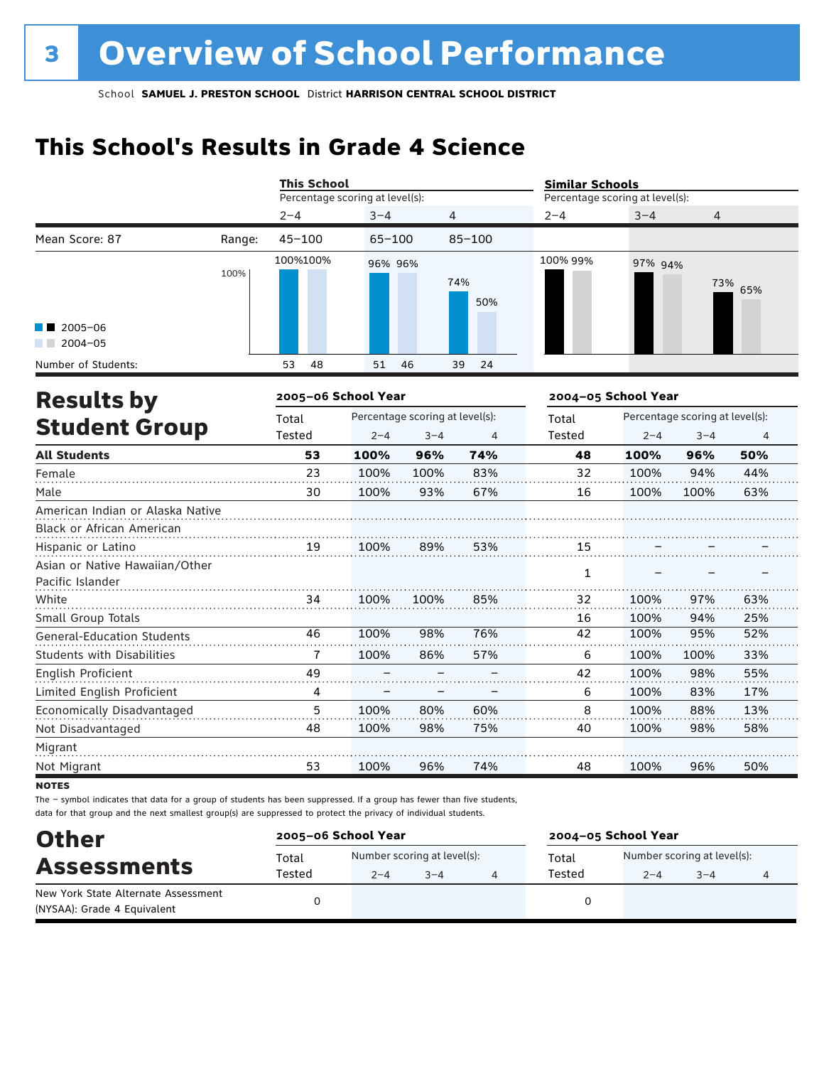# 3 Overview of School Performance

School **SAMUEL J. PRESTON SCHOOL** District **HARRISON CENTRAL SCHOOL DISTRICT**

## This School's Results in Grade 4 Science

| | | This School | | | Similar Schools | | |
|---|---|---|---|---|---|---|---|
| | | Percentage scoring at level(s): | | | Percentage scoring at level(s): | | |
| | | 2–4 | 3–4 | 4 | 2–4 | 3–4 | 4 |
| Mean Score: 87 | Range: | 45–100 | 65–100 | 85–100 | | | |
| 2005–06 | | 100% | 96% | 74% | 100% | 97% | 73% |
| 2004–05 | | 100% | 96% | 50% | 99% | 94% | 65% |
| Number of Students: 2005–06 | | 53 | 51 | 39 | | | |
| Number of Students: 2004–05 | | 48 | 46 | 24 | | | |

## Results by Student Group

| | 2005–06 School Year | | | | 2004–05 School Year | | | |
|---|---|---|---|---|---|---|---|---|
| | Total Tested | Percentage scoring at level(s): 2–4 | 3–4 | 4 | Total Tested | Percentage scoring at level(s): 2–4 | 3–4 | 4 |
| **All Students** | **53** | **100%** | **96%** | **74%** | **48** | **100%** | **96%** | **50%** |
| Female | 23 | 100% | 100% | 83% | 32 | 100% | 94% | 44% |
| Male | 30 | 100% | 93% | 67% | 16 | 100% | 100% | 63% |
| American Indian or Alaska Native | | | | | | | | |
| Black or African American | | | | | | | | |
| Hispanic or Latino | 19 | 100% | 89% | 53% | 15 | – | – | – |
| Asian or Native Hawaiian/Other Pacific Islander | | | | | 1 | – | – | – |
| White | 34 | 100% | 100% | 85% | 32 | 100% | 97% | 63% |
| Small Group Totals | | | | | 16 | 100% | 94% | 25% |
| General-Education Students | 46 | 100% | 98% | 76% | 42 | 100% | 95% | 52% |
| Students with Disabilities | 7 | 100% | 86% | 57% | 6 | 100% | 100% | 33% |
| English Proficient | 49 | – | – | – | 42 | 100% | 98% | 55% |
| Limited English Proficient | 4 | – | – | – | 6 | 100% | 83% | 17% |
| Economically Disadvantaged | 5 | 100% | 80% | 60% | 8 | 100% | 88% | 13% |
| Not Disadvantaged | 48 | 100% | 98% | 75% | 40 | 100% | 98% | 58% |
| Migrant | | | | | | | | |
| Not Migrant | 53 | 100% | 96% | 74% | 48 | 100% | 96% | 50% |

**NOTES**

The – symbol indicates that data for a group of students has been suppressed. If a group has fewer than five students, data for that group and the next smallest group(s) are suppressed to protect the privacy of individual students.

## Other Assessments

| | 2005–06 School Year | | | | 2004–05 School Year | | | |
|---|---|---|---|---|---|---|---|---|
| | Total Tested | Number scoring at level(s): 2–4 | 3–4 | 4 | Total Tested | Number scoring at level(s): 2–4 | 3–4 | 4 |
| New York State Alternate Assessment (NYSAA): Grade 4 Equivalent | 0 | | | | 0 | | | |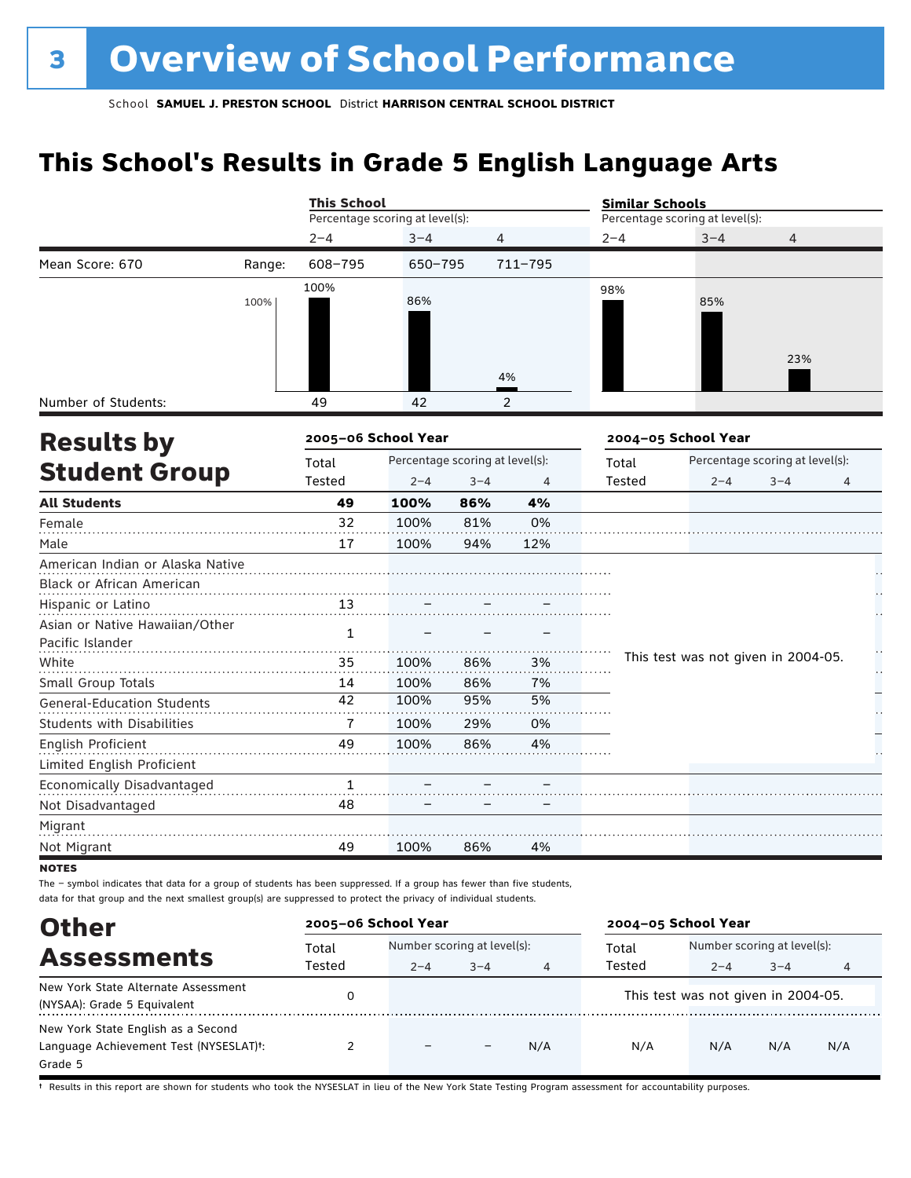# 3 Overview of School Performance

School **SAMUEL J. PRESTON SCHOOL** District **HARRISON CENTRAL SCHOOL DISTRICT**

## This School's Results in Grade 5 English Language Arts

| | | This School — Percentage scoring at level(s): | | | Similar Schools — Percentage scoring at level(s): | | |
|---|---|---|---|---|---|---|---|
| | | 2–4 | 3–4 | 4 | 2–4 | 3–4 | 4 |
| Mean Score: 670 | Range: | 608–795 | 650–795 | 711–795 | | | |
| | | 100% | 86% | 4% | 98% | 85% | 23% |
| Number of Students: | | 49 | 42 | 2 | | | |

## Results by Student Group

| | 2005–06 School Year | | | | 2004–05 School Year | | | |
|---|---|---|---|---|---|---|---|---|
| | Total Tested | Percentage scoring at level(s): 2–4 | 3–4 | 4 | Total Tested | Percentage scoring at level(s): 2–4 | 3–4 | 4 |
| **All Students** | **49** | **100%** | **86%** | **4%** | | | | |
| Female | 32 | 100% | 81% | 0% | | | | |
| Male | 17 | 100% | 94% | 12% | | | | |
| American Indian or Alaska Native | | | | | This test was not given in 2004-05. | | | |
| Black or African American | | | | | | | | |
| Hispanic or Latino | 13 | – | – | – | | | | |
| Asian or Native Hawaiian/Other Pacific Islander | 1 | – | – | – | | | | |
| White | 35 | 100% | 86% | 3% | | | | |
| Small Group Totals | 14 | 100% | 86% | 7% | | | | |
| General-Education Students | 42 | 100% | 95% | 5% | | | | |
| Students with Disabilities | 7 | 100% | 29% | 0% | | | | |
| English Proficient | 49 | 100% | 86% | 4% | | | | |
| Limited English Proficient | | | | | | | | |
| Economically Disadvantaged | 1 | – | – | – | | | | |
| Not Disadvantaged | 48 | – | – | – | | | | |
| Migrant | | | | | | | | |
| Not Migrant | 49 | 100% | 86% | 4% | | | | |

**NOTES**

The – symbol indicates that data for a group of students has been suppressed. If a group has fewer than five students, data for that group and the next smallest group(s) are suppressed to protect the privacy of individual students.

## Other Assessments

| | 2005–06 School Year | | | | 2004–05 School Year | | | |
|---|---|---|---|---|---|---|---|---|
| | Total Tested | Number scoring at level(s): 2–4 | 3–4 | 4 | Total Tested | Number scoring at level(s): 2–4 | 3–4 | 4 |
| New York State Alternate Assessment (NYSAA): Grade 5 Equivalent | 0 | | | | This test was not given in 2004-05. | | | |
| New York State English as a Second Language Achievement Test (NYSESLAT)†: Grade 5 | 2 | – | – | N/A | N/A | N/A | N/A | N/A |

† Results in this report are shown for students who took the NYSESLAT in lieu of the New York State Testing Program assessment for accountability purposes.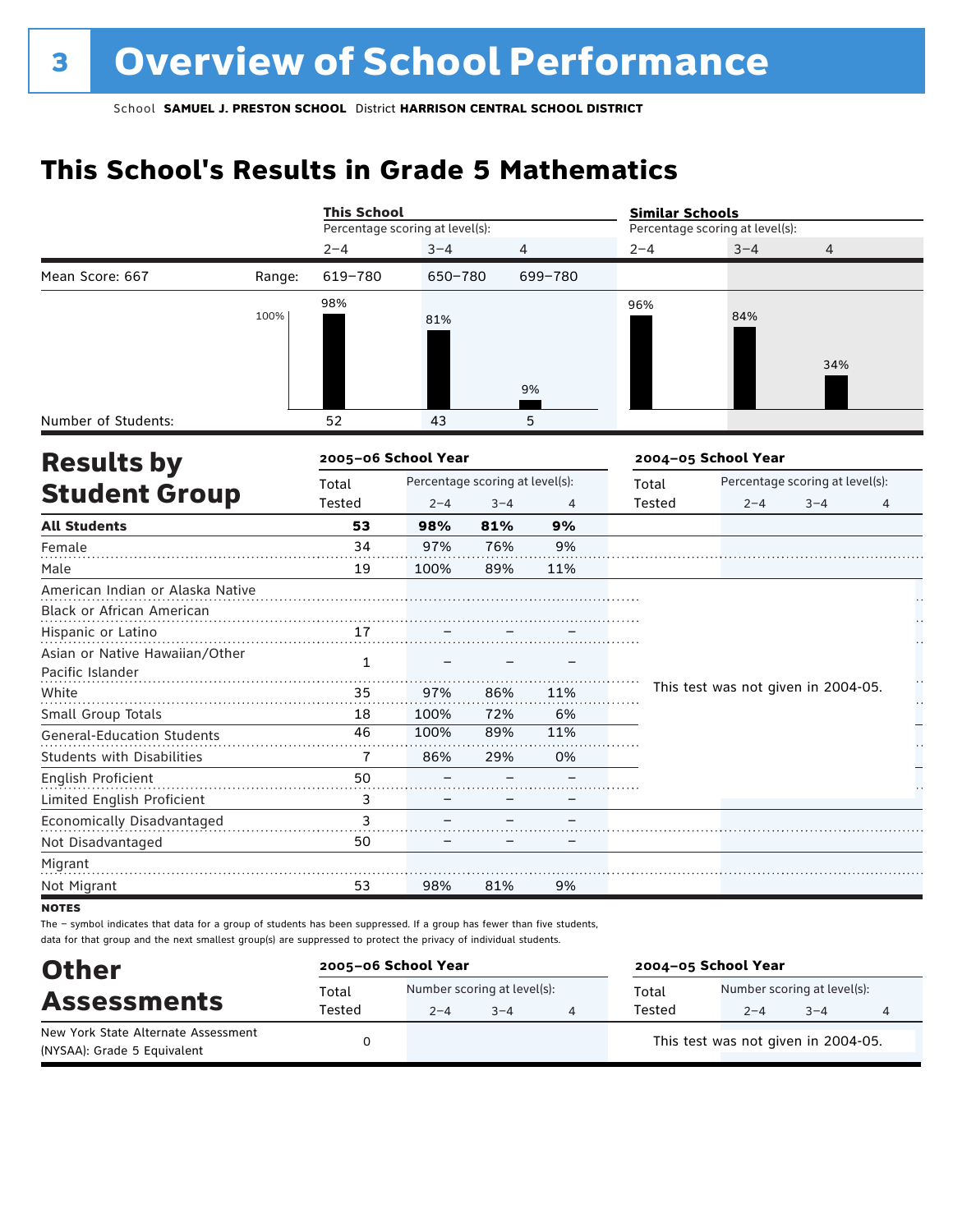# 3 Overview of School Performance

School **SAMUEL J. PRESTON SCHOOL** District **HARRISON CENTRAL SCHOOL DISTRICT**

## This School's Results in Grade 5 Mathematics

| | | This School | | | Similar Schools | | |
|---|---|---|---|---|---|---|---|
| | | Percentage scoring at level(s): | | | Percentage scoring at level(s): | | |
| | | 2–4 | 3–4 | 4 | 2–4 | 3–4 | 4 |
| Mean Score: 667 | Range: | 619–780 | 650–780 | 699–780 | | | |
| | | 98% | 81% | 9% | 96% | 84% | 34% |
| Number of Students: | | 52 | 43 | 5 | | | |

## Results by Student Group

| | 2005–06 School Year | | | | 2004–05 School Year | | | |
|---|---|---|---|---|---|---|---|---|
| | Total Tested | Percentage scoring at level(s): 2–4 | 3–4 | 4 | Total Tested | Percentage scoring at level(s): 2–4 | 3–4 | 4 |
| **All Students** | **53** | **98%** | **81%** | **9%** | | | | |
| Female | 34 | 97% | 76% | 9% | | | | |
| Male | 19 | 100% | 89% | 11% | | | | |
| American Indian or Alaska Native | | | | | This test was not given in 2004-05. | | | |
| Black or African American | | | | | | | | |
| Hispanic or Latino | 17 | – | – | – | | | | |
| Asian or Native Hawaiian/Other Pacific Islander | 1 | – | – | – | | | | |
| White | 35 | 97% | 86% | 11% | | | | |
| Small Group Totals | 18 | 100% | 72% | 6% | | | | |
| General-Education Students | 46 | 100% | 89% | 11% | | | | |
| Students with Disabilities | 7 | 86% | 29% | 0% | | | | |
| English Proficient | 50 | – | – | – | | | | |
| Limited English Proficient | 3 | – | – | – | | | | |
| Economically Disadvantaged | 3 | – | – | – | | | | |
| Not Disadvantaged | 50 | – | – | – | | | | |
| Migrant | | | | | | | | |
| Not Migrant | 53 | 98% | 81% | 9% | | | | |

**NOTES**

The – symbol indicates that data for a group of students has been suppressed. If a group has fewer than five students, data for that group and the next smallest group(s) are suppressed to protect the privacy of individual students.

## Other Assessments

| | 2005–06 School Year | | | | 2004–05 School Year | | | |
|---|---|---|---|---|---|---|---|---|
| | Total Tested | Number scoring at level(s): 2–4 | 3–4 | 4 | Total Tested | Number scoring at level(s): 2–4 | 3–4 | 4 |
| New York State Alternate Assessment (NYSAA): Grade 5 Equivalent | 0 | | | | This test was not given in 2004-05. | | | |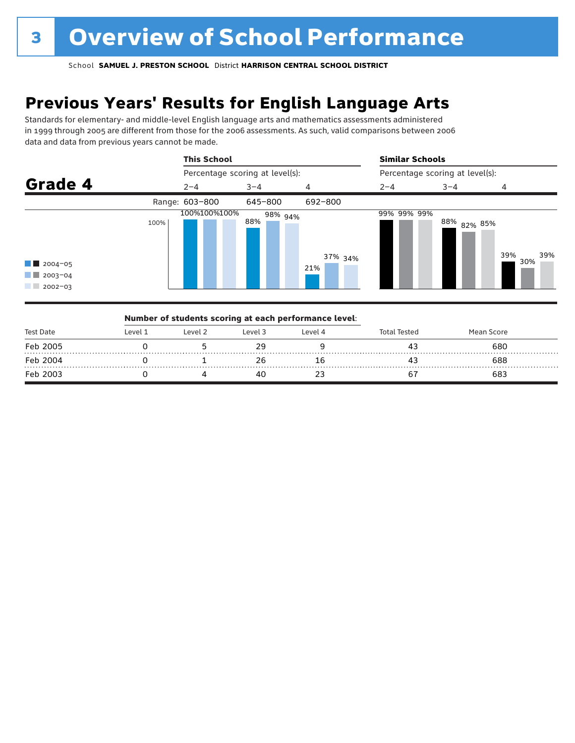# 3 Overview of School Performance

School **SAMUEL J. PRESTON SCHOOL** District **HARRISON CENTRAL SCHOOL DISTRICT**

## Previous Years' Results for English Language Arts

Standards for elementary- and middle-level English language arts and mathematics assessments administered in 1999 through 2005 are different from those for the 2006 assessments. As such, valid comparisons between 2006 data and data from previous years cannot be made.

### Grade 4

| | This School: Percentage scoring at level(s): 2–4 | 3–4 | 4 | Similar Schools: Percentage scoring at level(s): 2–4 | 3–4 | 4 |
|---|---|---|---|---|---|---|
| Range | 603–800 | 645–800 | 692–800 | | | |
| 2004–05 | 100% | 88% | 21% | 99% | 88% | 39% |
| 2003–04 | 100% | 98% | 37% | 99% | 82% | 30% |
| 2002–03 | 100% | 94% | 34% | 99% | 85% | 39% |

**Number of students scoring at each performance level:**

| Test Date | Level 1 | Level 2 | Level 3 | Level 4 | Total Tested | Mean Score |
|---|---|---|---|---|---|---|
| Feb 2005 | 0 | 5 | 29 | 9 | 43 | 680 |
| Feb 2004 | 0 | 1 | 26 | 16 | 43 | 688 |
| Feb 2003 | 0 | 4 | 40 | 23 | 67 | 683 |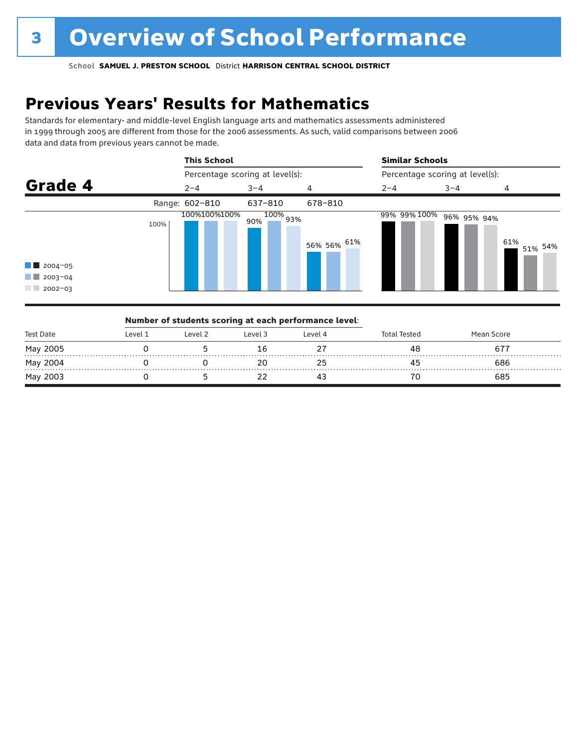# 3 Overview of School Performance

School **SAMUEL J. PRESTON SCHOOL** District **HARRISON CENTRAL SCHOOL DISTRICT**

## Previous Years' Results for Mathematics

Standards for elementary- and middle-level English language arts and mathematics assessments administered in 1999 through 2005 are different from those for the 2006 assessments. As such, valid comparisons between 2006 data and data from previous years cannot be made.

### Grade 4

**This School**

Percentage scoring at level(s):

2–4 3–4 4

Range: 602–810 637–810 678–810

100%

100% 100% 100% 90% 100% 93% 56% 56% 61%

**Similar Schools**

Percentage scoring at level(s):

2–4 3–4 4

99% 99% 100% 96% 95% 94% 61% 51% 54%

2004–05
2003–04
2002–03

**Number of students scoring at each performance level:**

| Test Date | Level 1 | Level 2 | Level 3 | Level 4 | Total Tested | Mean Score |
|---|---|---|---|---|---|---|
| May 2005 | 0 | 5 | 16 | 27 | 48 | 677 |
| May 2004 | 0 | 0 | 20 | 25 | 45 | 686 |
| May 2003 | 0 | 5 | 22 | 43 | 70 | 685 |